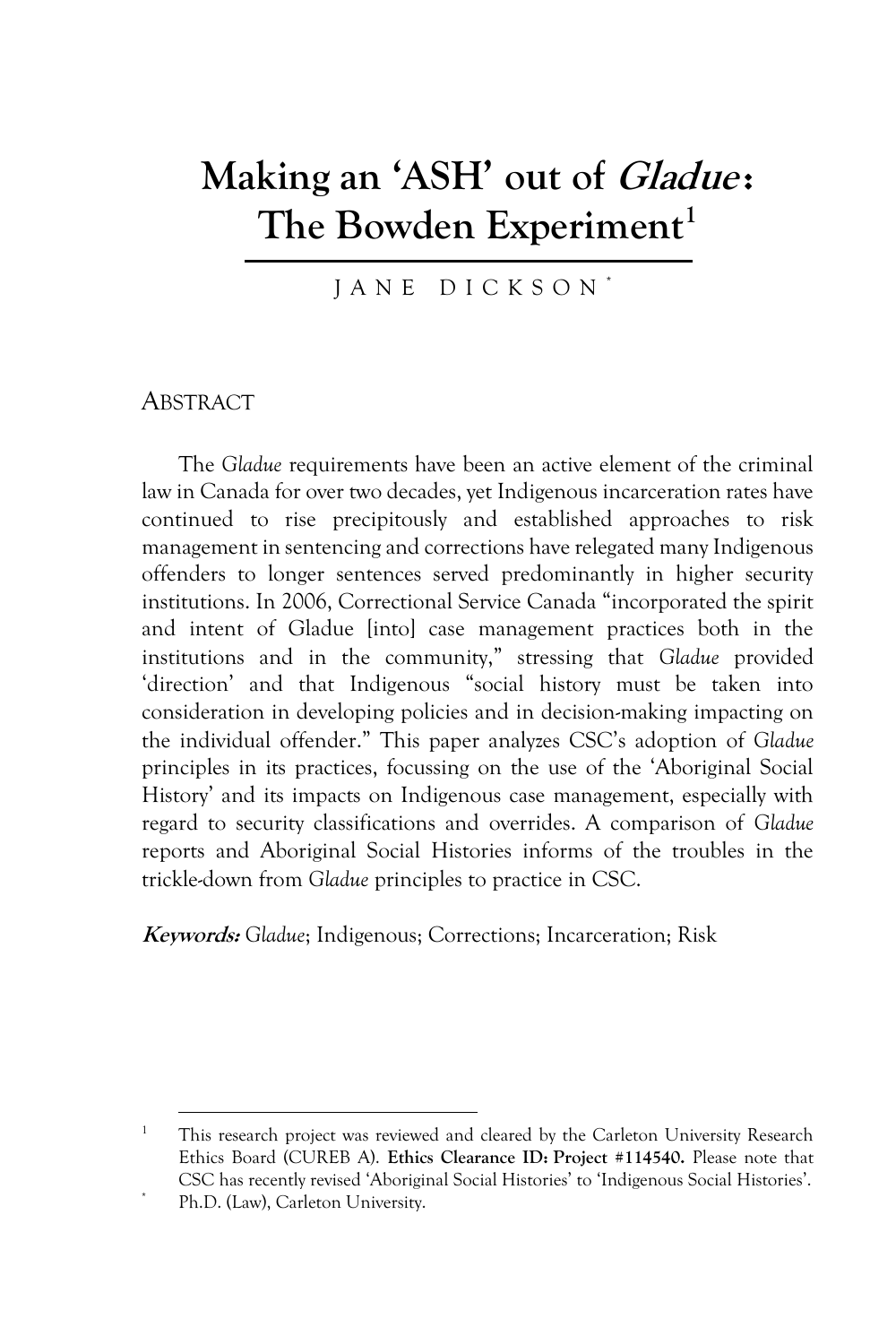# Making an 'ASH' out of *Gladue*: The Bowden Experiment[1]

JANE DICKSON[*]

## ABSTRACT

The *Gladue* requirements have been an active element of the criminal law in Canada for over two decades, yet Indigenous incarceration rates have continued to rise precipitously and established approaches to risk management in sentencing and corrections have relegated many Indigenous offenders to longer sentences served predominantly in higher security institutions. In 2006, Correctional Service Canada "incorporated the spirit and intent of Gladue [into] case management practices both in the institutions and in the community," stressing that *Gladue* provided 'direction' and that Indigenous "social history must be taken into consideration in developing policies and in decision-making impacting on the individual offender." This paper analyzes CSC's adoption of *Gladue* principles in its practices, focussing on the use of the 'Aboriginal Social History' and its impacts on Indigenous case management, especially with regard to security classifications and overrides. A comparison of *Gladue* reports and Aboriginal Social Histories informs of the troubles in the trickle-down from *Gladue* principles to practice in CSC.

***Keywords:*** *Gladue*; Indigenous; Corrections; Incarceration; Risk

---

[1] This research project was reviewed and cleared by the Carleton University Research Ethics Board (CUREB A). **Ethics Clearance ID: Project #114540.** Please note that CSC has recently revised 'Aboriginal Social Histories' to 'Indigenous Social Histories'.

[*] Ph.D. (Law), Carleton University.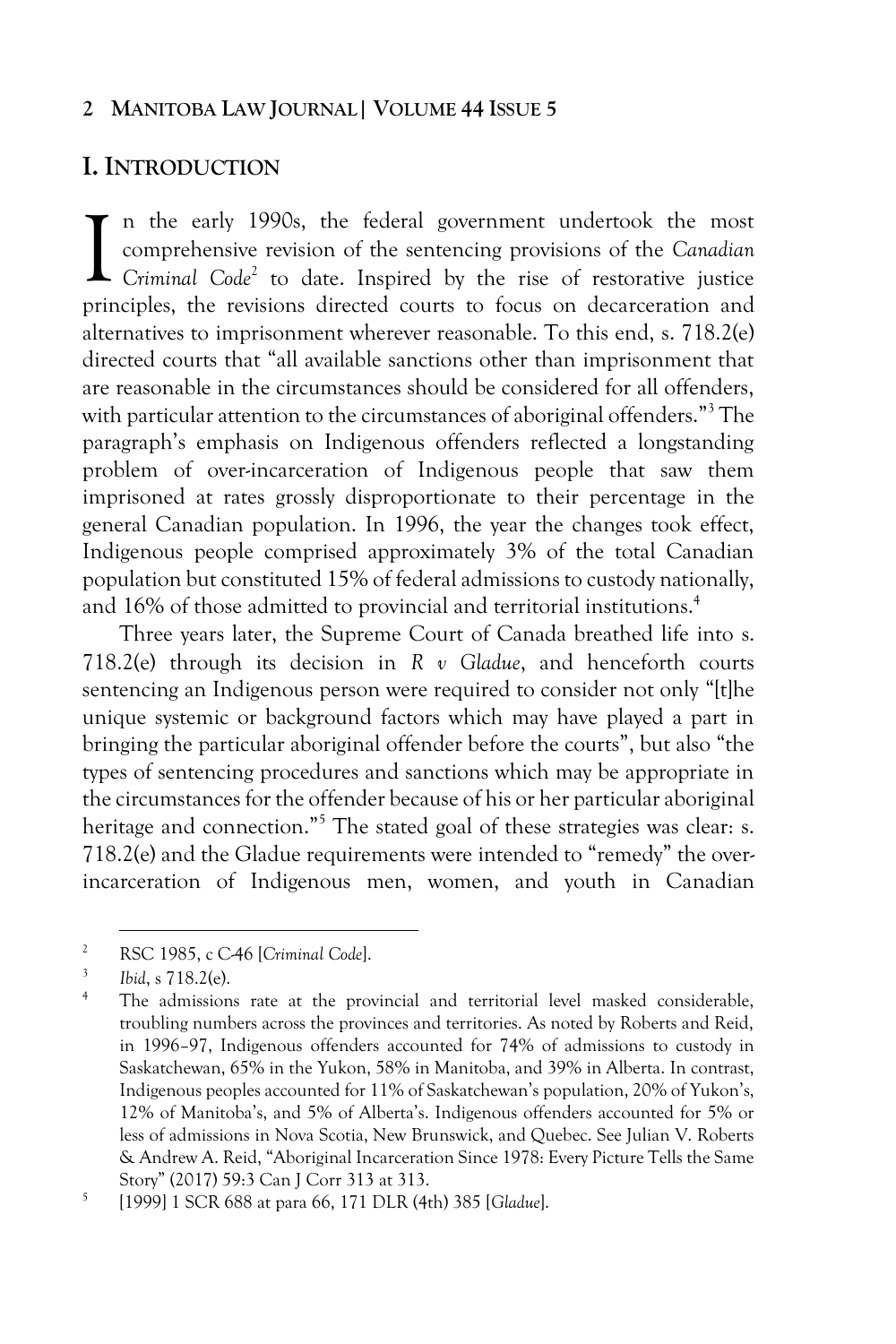## I. INTRODUCTION

In the early 1990s, the federal government undertook the most comprehensive revision of the sentencing provisions of the *Canadian Criminal Code*[2] to date. Inspired by the rise of restorative justice principles, the revisions directed courts to focus on decarceration and alternatives to imprisonment wherever reasonable. To this end, s. 718.2(e) directed courts that "all available sanctions other than imprisonment that are reasonable in the circumstances should be considered for all offenders, with particular attention to the circumstances of aboriginal offenders."[3] The paragraph's emphasis on Indigenous offenders reflected a longstanding problem of over-incarceration of Indigenous people that saw them imprisoned at rates grossly disproportionate to their percentage in the general Canadian population. In 1996, the year the changes took effect, Indigenous people comprised approximately 3% of the total Canadian population but constituted 15% of federal admissions to custody nationally, and 16% of those admitted to provincial and territorial institutions.[4]

Three years later, the Supreme Court of Canada breathed life into s. 718.2(e) through its decision in *R v Gladue*, and henceforth courts sentencing an Indigenous person were required to consider not only "[t]he unique systemic or background factors which may have played a part in bringing the particular aboriginal offender before the courts", but also "the types of sentencing procedures and sanctions which may be appropriate in the circumstances for the offender because of his or her particular aboriginal heritage and connection."[5] The stated goal of these strategies was clear: s. 718.2(e) and the Gladue requirements were intended to "remedy" the over-incarceration of Indigenous men, women, and youth in Canadian

---

[2] RSC 1985, c C-46 [*Criminal Code*].

[3] *Ibid*, s 718.2(e).

[4] The admissions rate at the provincial and territorial level masked considerable, troubling numbers across the provinces and territories. As noted by Roberts and Reid, in 1996–97, Indigenous offenders accounted for 74% of admissions to custody in Saskatchewan, 65% in the Yukon, 58% in Manitoba, and 39% in Alberta. In contrast, Indigenous peoples accounted for 11% of Saskatchewan's population, 20% of Yukon's, 12% of Manitoba's, and 5% of Alberta's. Indigenous offenders accounted for 5% or less of admissions in Nova Scotia, New Brunswick, and Quebec. See Julian V. Roberts & Andrew A. Reid, "Aboriginal Incarceration Since 1978: Every Picture Tells the Same Story" (2017) 59:3 Can J Corr 313 at 313.

[5] [1999] 1 SCR 688 at para 66, 171 DLR (4th) 385 [*Gladue*].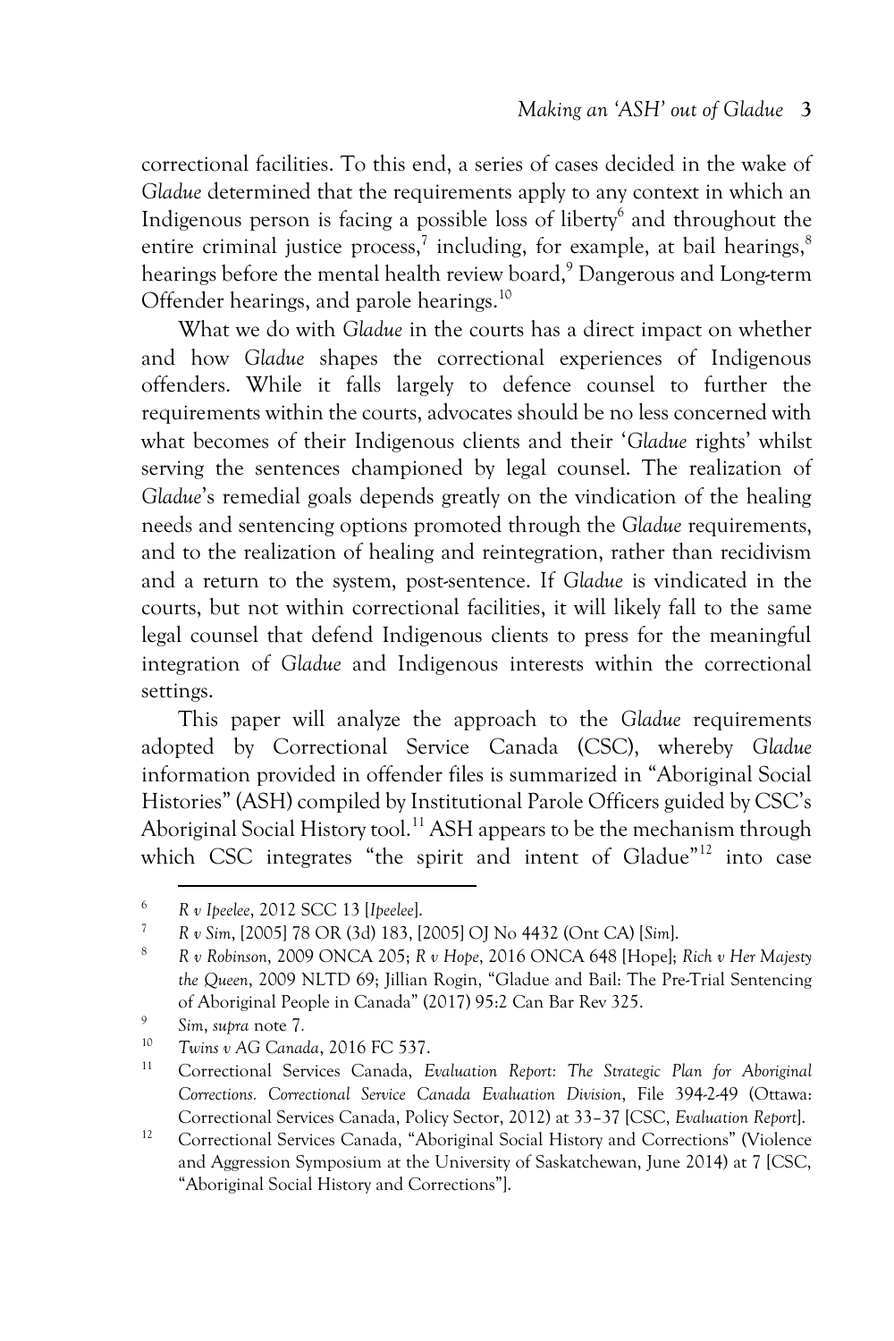correctional facilities. To this end, a series of cases decided in the wake of *Gladue* determined that the requirements apply to any context in which an Indigenous person is facing a possible loss of liberty[6] and throughout the entire criminal justice process,[7] including, for example, at bail hearings,[8] hearings before the mental health review board,[9] Dangerous and Long-term Offender hearings, and parole hearings.[10]

What we do with *Gladue* in the courts has a direct impact on whether and how *Gladue* shapes the correctional experiences of Indigenous offenders. While it falls largely to defence counsel to further the requirements within the courts, advocates should be no less concerned with what becomes of their Indigenous clients and their '*Gladue* rights' whilst serving the sentences championed by legal counsel. The realization of *Gladue*'s remedial goals depends greatly on the vindication of the healing needs and sentencing options promoted through the *Gladue* requirements, and to the realization of healing and reintegration, rather than recidivism and a return to the system, post-sentence. If *Gladue* is vindicated in the courts, but not within correctional facilities, it will likely fall to the same legal counsel that defend Indigenous clients to press for the meaningful integration of *Gladue* and Indigenous interests within the correctional settings.

This paper will analyze the approach to the *Gladue* requirements adopted by Correctional Service Canada (CSC), whereby *Gladue* information provided in offender files is summarized in "Aboriginal Social Histories" (ASH) compiled by Institutional Parole Officers guided by CSC's Aboriginal Social History tool.[11] ASH appears to be the mechanism through which CSC integrates "the spirit and intent of Gladue"[12] into case

---

[6] *R v Ipeelee*, 2012 SCC 13 [*Ipeelee*].

[7] *R v Sim*, [2005] 78 OR (3d) 183, [2005] OJ No 4432 (Ont CA) [*Sim*].

[8] *R v Robinson*, 2009 ONCA 205; *R v Hope*, 2016 ONCA 648 [Hope]; *Rich v Her Majesty the Queen*, 2009 NLTD 69; Jillian Rogin, "Gladue and Bail: The Pre-Trial Sentencing of Aboriginal People in Canada" (2017) 95:2 Can Bar Rev 325.

[9] *Sim*, *supra* note 7.

[10] *Twins v AG Canada*, 2016 FC 537.

[11] Correctional Services Canada, *Evaluation Report: The Strategic Plan for Aboriginal Corrections. Correctional Service Canada Evaluation Division*, File 394-2-49 (Ottawa: Correctional Services Canada, Policy Sector, 2012) at 33–37 [CSC, *Evaluation Report*].

[12] Correctional Services Canada, "Aboriginal Social History and Corrections" (Violence and Aggression Symposium at the University of Saskatchewan, June 2014) at 7 [CSC, "Aboriginal Social History and Corrections"].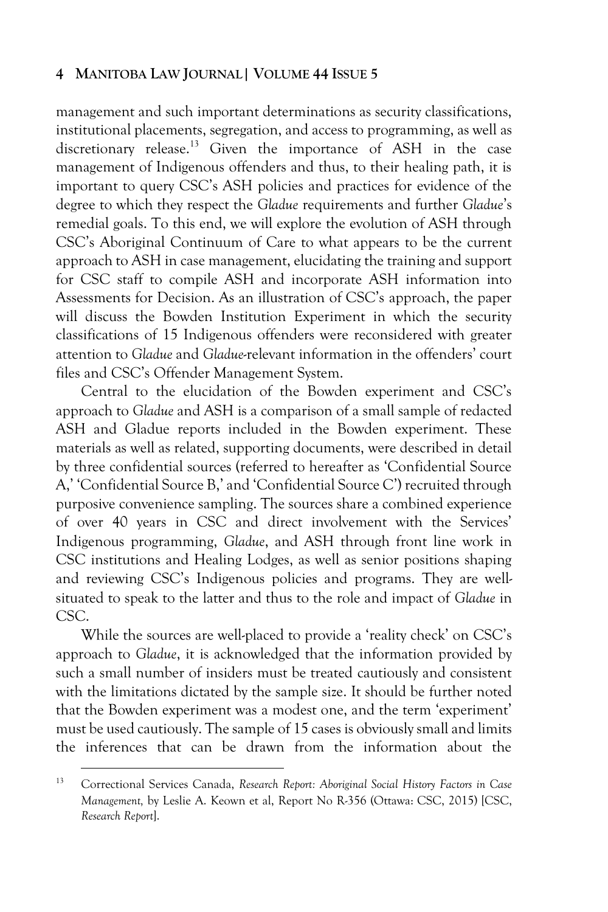management and such important determinations as security classifications, institutional placements, segregation, and access to programming, as well as discretionary release.[13] Given the importance of ASH in the case management of Indigenous offenders and thus, to their healing path, it is important to query CSC's ASH policies and practices for evidence of the degree to which they respect the *Gladue* requirements and further *Gladue*'s remedial goals. To this end, we will explore the evolution of ASH through CSC's Aboriginal Continuum of Care to what appears to be the current approach to ASH in case management, elucidating the training and support for CSC staff to compile ASH and incorporate ASH information into Assessments for Decision. As an illustration of CSC's approach, the paper will discuss the Bowden Institution Experiment in which the security classifications of 15 Indigenous offenders were reconsidered with greater attention to *Gladue* and *Gladue*-relevant information in the offenders' court files and CSC's Offender Management System.

Central to the elucidation of the Bowden experiment and CSC's approach to *Gladue* and ASH is a comparison of a small sample of redacted ASH and Gladue reports included in the Bowden experiment. These materials as well as related, supporting documents, were described in detail by three confidential sources (referred to hereafter as 'Confidential Source A,' 'Confidential Source B,' and 'Confidential Source C') recruited through purposive convenience sampling. The sources share a combined experience of over 40 years in CSC and direct involvement with the Services' Indigenous programming, *Gladue*, and ASH through front line work in CSC institutions and Healing Lodges, as well as senior positions shaping and reviewing CSC's Indigenous policies and programs. They are well-situated to speak to the latter and thus to the role and impact of *Gladue* in CSC.

While the sources are well-placed to provide a 'reality check' on CSC's approach to *Gladue*, it is acknowledged that the information provided by such a small number of insiders must be treated cautiously and consistent with the limitations dictated by the sample size. It should be further noted that the Bowden experiment was a modest one, and the term 'experiment' must be used cautiously. The sample of 15 cases is obviously small and limits the inferences that can be drawn from the information about the

[13] Correctional Services Canada, *Research Report: Aboriginal Social History Factors in Case Management,* by Leslie A. Keown et al, Report No R-356 (Ottawa: CSC, 2015) [CSC, *Research Report*].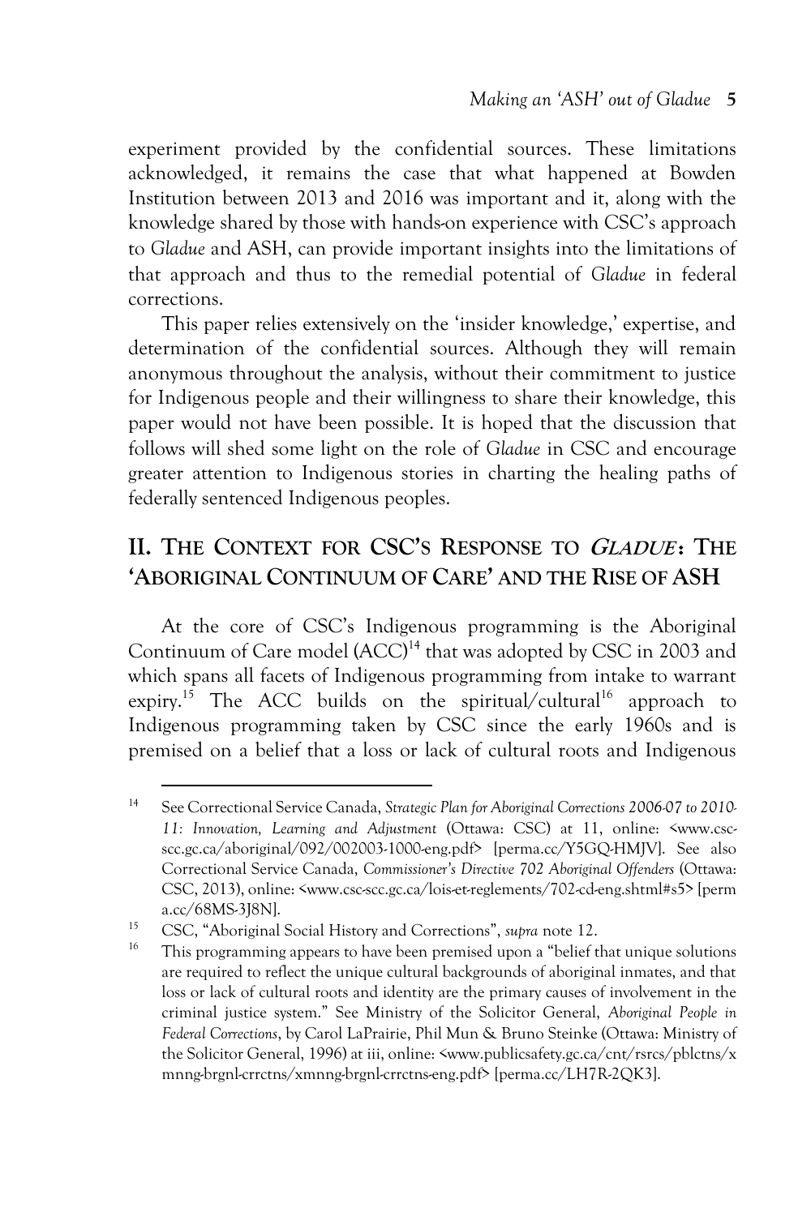experiment provided by the confidential sources. These limitations acknowledged, it remains the case that what happened at Bowden Institution between 2013 and 2016 was important and it, along with the knowledge shared by those with hands-on experience with CSC's approach to *Gladue* and ASH, can provide important insights into the limitations of that approach and thus to the remedial potential of *Gladue* in federal corrections.

This paper relies extensively on the 'insider knowledge,' expertise, and determination of the confidential sources. Although they will remain anonymous throughout the analysis, without their commitment to justice for Indigenous people and their willingness to share their knowledge, this paper would not have been possible. It is hoped that the discussion that follows will shed some light on the role of *Gladue* in CSC and encourage greater attention to Indigenous stories in charting the healing paths of federally sentenced Indigenous peoples.

## II. The Context for CSC's Response to *Gladue*: The 'Aboriginal Continuum of Care' and the Rise of ASH

At the core of CSC's Indigenous programming is the Aboriginal Continuum of Care model (ACC)[14] that was adopted by CSC in 2003 and which spans all facets of Indigenous programming from intake to warrant expiry.[15] The ACC builds on the spiritual/cultural[16] approach to Indigenous programming taken by CSC since the early 1960s and is premised on a belief that a loss or lack of cultural roots and Indigenous

---

[14] See Correctional Service Canada, *Strategic Plan for Aboriginal Corrections 2006-07 to 2010-11: Innovation, Learning and Adjustment* (Ottawa: CSC) at 11, online: <www.csc-scc.gc.ca/aboriginal/092/002003-1000-eng.pdf> [perma.cc/Y5GQ-HMJV]. See also Correctional Service Canada, *Commissioner's Directive 702 Aboriginal Offenders* (Ottawa: CSC, 2013), online: <www.csc-scc.gc.ca/lois-et-reglements/702-cd-eng.shtml#s5> [perma.cc/68MS-3J8N].

[15] CSC, "Aboriginal Social History and Corrections", *supra* note 12.

[16] This programming appears to have been premised upon a "belief that unique solutions are required to reflect the unique cultural backgrounds of aboriginal inmates, and that loss or lack of cultural roots and identity are the primary causes of involvement in the criminal justice system." See Ministry of the Solicitor General, *Aboriginal People in Federal Corrections*, by Carol LaPrairie, Phil Mun & Bruno Steinke (Ottawa: Ministry of the Solicitor General, 1996) at iii, online: <www.publicsafety.gc.ca/cnt/rsrcs/pblctns/xmnng-brgnl-crrctns/xmnng-brgnl-crrctns-eng.pdf> [perma.cc/LH7R-2QK3].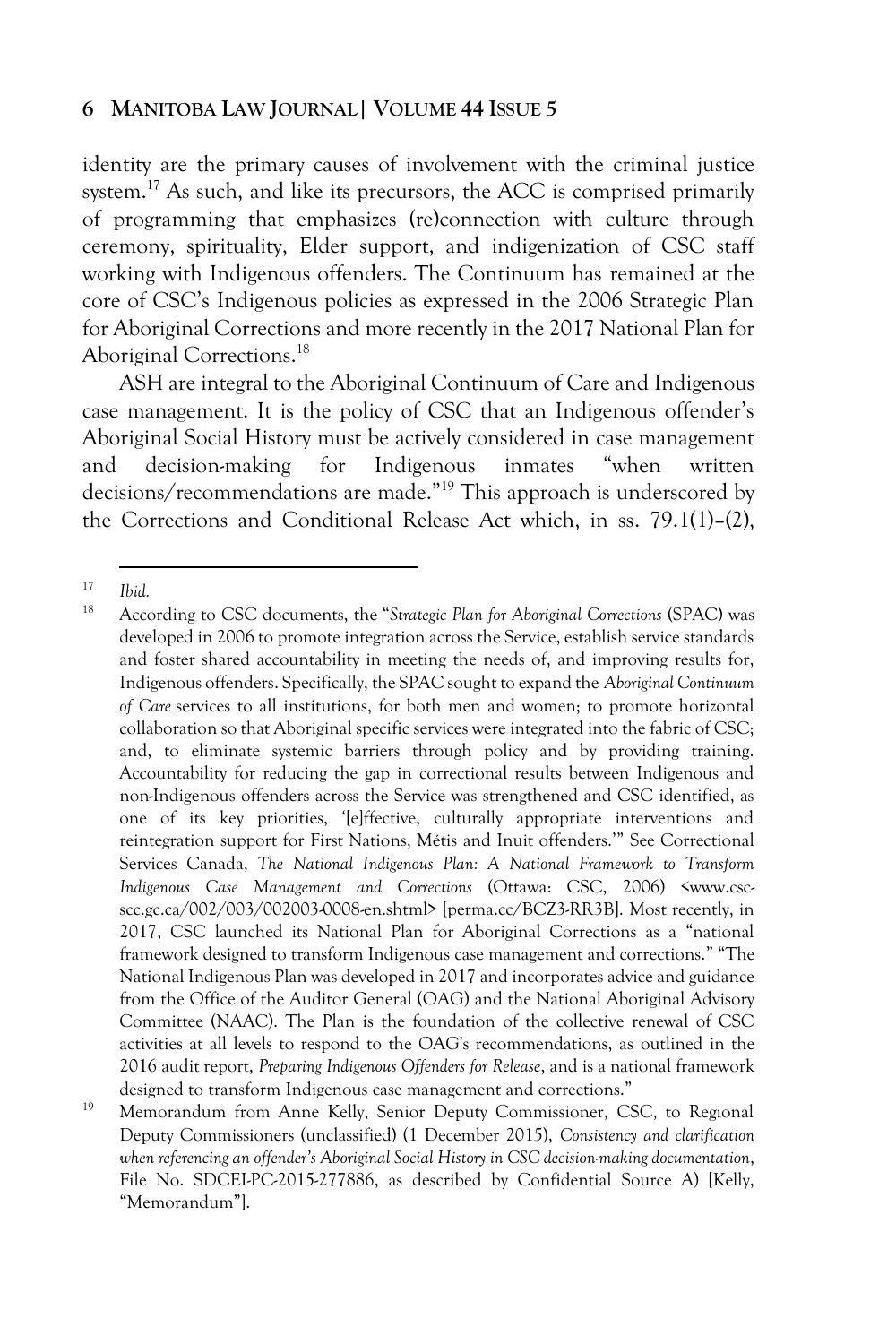identity are the primary causes of involvement with the criminal justice system.[17] As such, and like its precursors, the ACC is comprised primarily of programming that emphasizes (re)connection with culture through ceremony, spirituality, Elder support, and indigenization of CSC staff working with Indigenous offenders. The Continuum has remained at the core of CSC's Indigenous policies as expressed in the 2006 Strategic Plan for Aboriginal Corrections and more recently in the 2017 National Plan for Aboriginal Corrections.[18]

ASH are integral to the Aboriginal Continuum of Care and Indigenous case management. It is the policy of CSC that an Indigenous offender's Aboriginal Social History must be actively considered in case management and decision-making for Indigenous inmates "when written decisions/recommendations are made."[19] This approach is underscored by the Corrections and Conditional Release Act which, in ss. 79.1(1)–(2),

---

[17] *Ibid.*

[18] According to CSC documents, the "*Strategic Plan for Aboriginal Corrections* (SPAC) was developed in 2006 to promote integration across the Service, establish service standards and foster shared accountability in meeting the needs of, and improving results for, Indigenous offenders. Specifically, the SPAC sought to expand the *Aboriginal Continuum of Care* services to all institutions, for both men and women; to promote horizontal collaboration so that Aboriginal specific services were integrated into the fabric of CSC; and, to eliminate systemic barriers through policy and by providing training. Accountability for reducing the gap in correctional results between Indigenous and non-Indigenous offenders across the Service was strengthened and CSC identified, as one of its key priorities, '[e]ffective, culturally appropriate interventions and reintegration support for First Nations, Métis and Inuit offenders.'" See Correctional Services Canada, *The National Indigenous Plan: A National Framework to Transform Indigenous Case Management and Corrections* (Ottawa: CSC, 2006) <www.csc-scc.gc.ca/002/003/002003-0008-en.shtml> [perma.cc/BCZ3-RR3B]. Most recently, in 2017, CSC launched its National Plan for Aboriginal Corrections as a "national framework designed to transform Indigenous case management and corrections." "The National Indigenous Plan was developed in 2017 and incorporates advice and guidance from the Office of the Auditor General (OAG) and the National Aboriginal Advisory Committee (NAAC). The Plan is the foundation of the collective renewal of CSC activities at all levels to respond to the OAG's recommendations, as outlined in the 2016 audit report, *Preparing Indigenous Offenders for Release*, and is a national framework designed to transform Indigenous case management and corrections."

[19] Memorandum from Anne Kelly, Senior Deputy Commissioner, CSC, to Regional Deputy Commissioners (unclassified) (1 December 2015), *Consistency and clarification when referencing an offender's Aboriginal Social History in CSC decision-making documentation*, File No. SDCEI-PC-2015-277886, as described by Confidential Source A) [Kelly, "Memorandum"].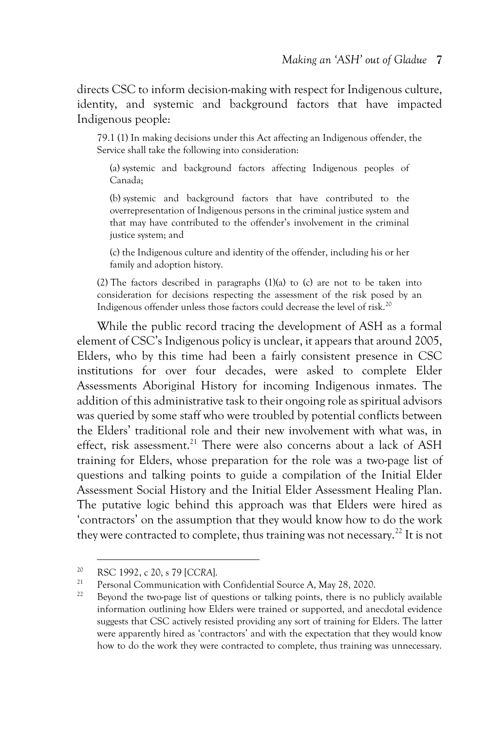directs CSC to inform decision-making with respect for Indigenous culture, identity, and systemic and background factors that have impacted Indigenous people:

> 79.1 (1) In making decisions under this Act affecting an Indigenous offender, the Service shall take the following into consideration:
>
> (a) systemic and background factors affecting Indigenous peoples of Canada;
>
> (b) systemic and background factors that have contributed to the overrepresentation of Indigenous persons in the criminal justice system and that may have contributed to the offender's involvement in the criminal justice system; and
>
> (c) the Indigenous culture and identity of the offender, including his or her family and adoption history.
>
> (2) The factors described in paragraphs (1)(a) to (c) are not to be taken into consideration for decisions respecting the assessment of the risk posed by an Indigenous offender unless those factors could decrease the level of risk.[20]

While the public record tracing the development of ASH as a formal element of CSC's Indigenous policy is unclear, it appears that around 2005, Elders, who by this time had been a fairly consistent presence in CSC institutions for over four decades, were asked to complete Elder Assessments Aboriginal History for incoming Indigenous inmates. The addition of this administrative task to their ongoing role as spiritual advisors was queried by some staff who were troubled by potential conflicts between the Elders' traditional role and their new involvement with what was, in effect, risk assessment.[21] There were also concerns about a lack of ASH training for Elders, whose preparation for the role was a two-page list of questions and talking points to guide a compilation of the Initial Elder Assessment Social History and the Initial Elder Assessment Healing Plan. The putative logic behind this approach was that Elders were hired as 'contractors' on the assumption that they would know how to do the work they were contracted to complete, thus training was not necessary.[22] It is not

---

[20] RSC 1992, c 20, s 79 [*CCRA*].

[21] Personal Communication with Confidential Source A, May 28, 2020.

[22] Beyond the two-page list of questions or talking points, there is no publicly available information outlining how Elders were trained or supported, and anecdotal evidence suggests that CSC actively resisted providing any sort of training for Elders. The latter were apparently hired as 'contractors' and with the expectation that they would know how to do the work they were contracted to complete, thus training was unnecessary.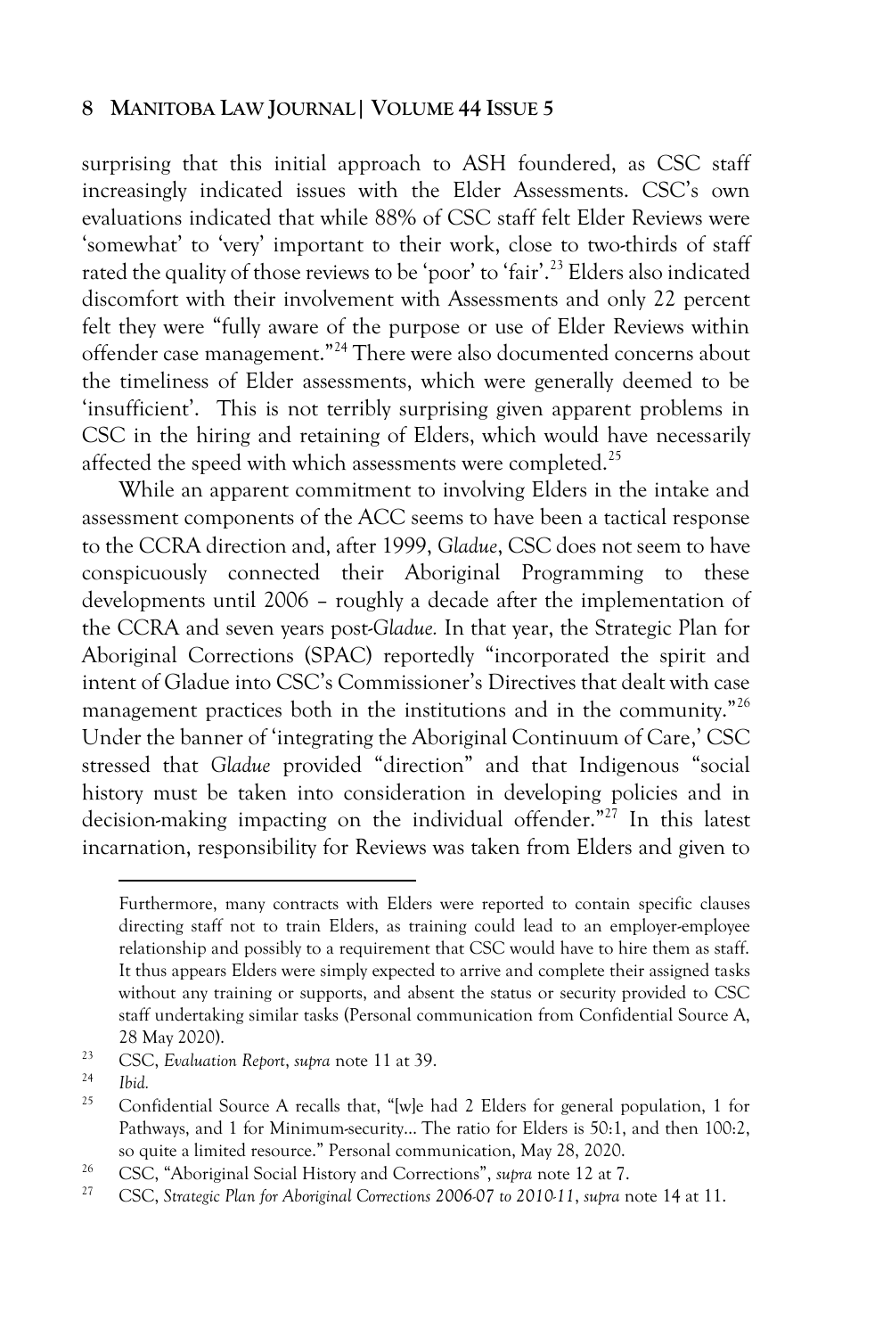surprising that this initial approach to ASH foundered, as CSC staff increasingly indicated issues with the Elder Assessments. CSC's own evaluations indicated that while 88% of CSC staff felt Elder Reviews were 'somewhat' to 'very' important to their work, close to two-thirds of staff rated the quality of those reviews to be 'poor' to 'fair'.[23] Elders also indicated discomfort with their involvement with Assessments and only 22 percent felt they were "fully aware of the purpose or use of Elder Reviews within offender case management."[24] There were also documented concerns about the timeliness of Elder assessments, which were generally deemed to be 'insufficient'. This is not terribly surprising given apparent problems in CSC in the hiring and retaining of Elders, which would have necessarily affected the speed with which assessments were completed.[25]

While an apparent commitment to involving Elders in the intake and assessment components of the ACC seems to have been a tactical response to the CCRA direction and, after 1999, *Gladue*, CSC does not seem to have conspicuously connected their Aboriginal Programming to these developments until 2006 – roughly a decade after the implementation of the CCRA and seven years post-*Gladue.* In that year, the Strategic Plan for Aboriginal Corrections (SPAC) reportedly "incorporated the spirit and intent of Gladue into CSC's Commissioner's Directives that dealt with case management practices both in the institutions and in the community."[26] Under the banner of 'integrating the Aboriginal Continuum of Care,' CSC stressed that *Gladue* provided "direction" and that Indigenous "social history must be taken into consideration in developing policies and in decision-making impacting on the individual offender."[27] In this latest incarnation, responsibility for Reviews was taken from Elders and given to

---

Furthermore, many contracts with Elders were reported to contain specific clauses directing staff not to train Elders, as training could lead to an employer-employee relationship and possibly to a requirement that CSC would have to hire them as staff. It thus appears Elders were simply expected to arrive and complete their assigned tasks without any training or supports, and absent the status or security provided to CSC staff undertaking similar tasks (Personal communication from Confidential Source A, 28 May 2020).

[23] CSC, *Evaluation Report*, *supra* note 11 at 39.

[24] *Ibid.*

[25] Confidential Source A recalls that, "[w]e had 2 Elders for general population, 1 for Pathways, and 1 for Minimum-security… The ratio for Elders is 50:1, and then 100:2, so quite a limited resource." Personal communication, May 28, 2020.

[26] CSC, "Aboriginal Social History and Corrections", *supra* note 12 at 7.

[27] CSC, *Strategic Plan for Aboriginal Corrections 2006-07 to 2010-11*, *supra* note 14 at 11.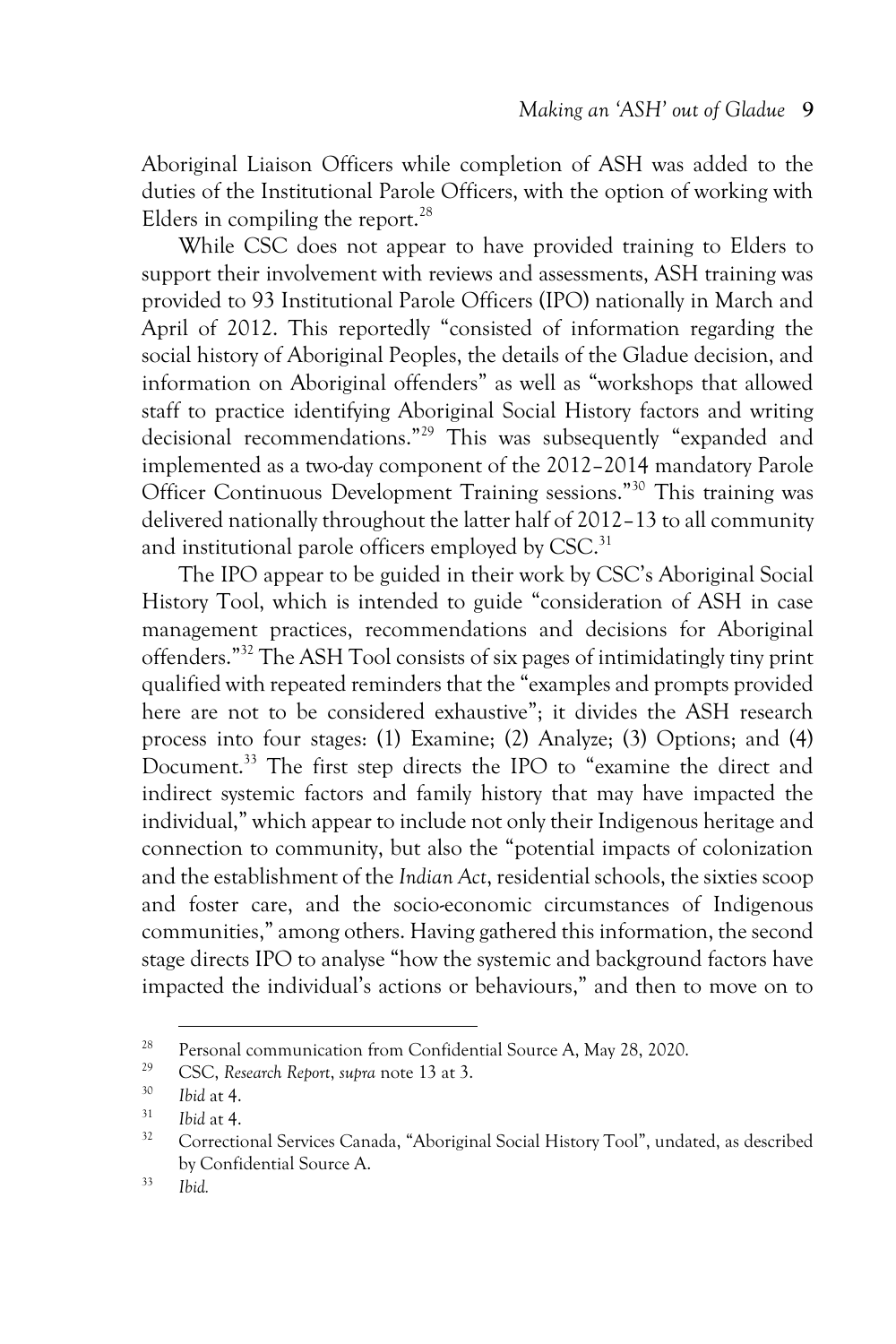Aboriginal Liaison Officers while completion of ASH was added to the duties of the Institutional Parole Officers, with the option of working with Elders in compiling the report.[28]

While CSC does not appear to have provided training to Elders to support their involvement with reviews and assessments, ASH training was provided to 93 Institutional Parole Officers (IPO) nationally in March and April of 2012. This reportedly "consisted of information regarding the social history of Aboriginal Peoples, the details of the Gladue decision, and information on Aboriginal offenders" as well as "workshops that allowed staff to practice identifying Aboriginal Social History factors and writing decisional recommendations."[29] This was subsequently "expanded and implemented as a two-day component of the 2012–2014 mandatory Parole Officer Continuous Development Training sessions."[30] This training was delivered nationally throughout the latter half of 2012–13 to all community and institutional parole officers employed by CSC.[31]

The IPO appear to be guided in their work by CSC's Aboriginal Social History Tool, which is intended to guide "consideration of ASH in case management practices, recommendations and decisions for Aboriginal offenders."[32] The ASH Tool consists of six pages of intimidatingly tiny print qualified with repeated reminders that the "examples and prompts provided here are not to be considered exhaustive"; it divides the ASH research process into four stages: (1) Examine; (2) Analyze; (3) Options; and (4) Document.[33] The first step directs the IPO to "examine the direct and indirect systemic factors and family history that may have impacted the individual," which appear to include not only their Indigenous heritage and connection to community, but also the "potential impacts of colonization and the establishment of the *Indian Act*, residential schools, the sixties scoop and foster care, and the socio-economic circumstances of Indigenous communities," among others. Having gathered this information, the second stage directs IPO to analyse "how the systemic and background factors have impacted the individual's actions or behaviours," and then to move on to

---

[28] Personal communication from Confidential Source A, May 28, 2020.

[29] CSC, *Research Report*, *supra* note 13 at 3.

[30] *Ibid* at 4.

[31] *Ibid* at 4.

[32] Correctional Services Canada, "Aboriginal Social History Tool", undated, as described by Confidential Source A.

[33] *Ibid.*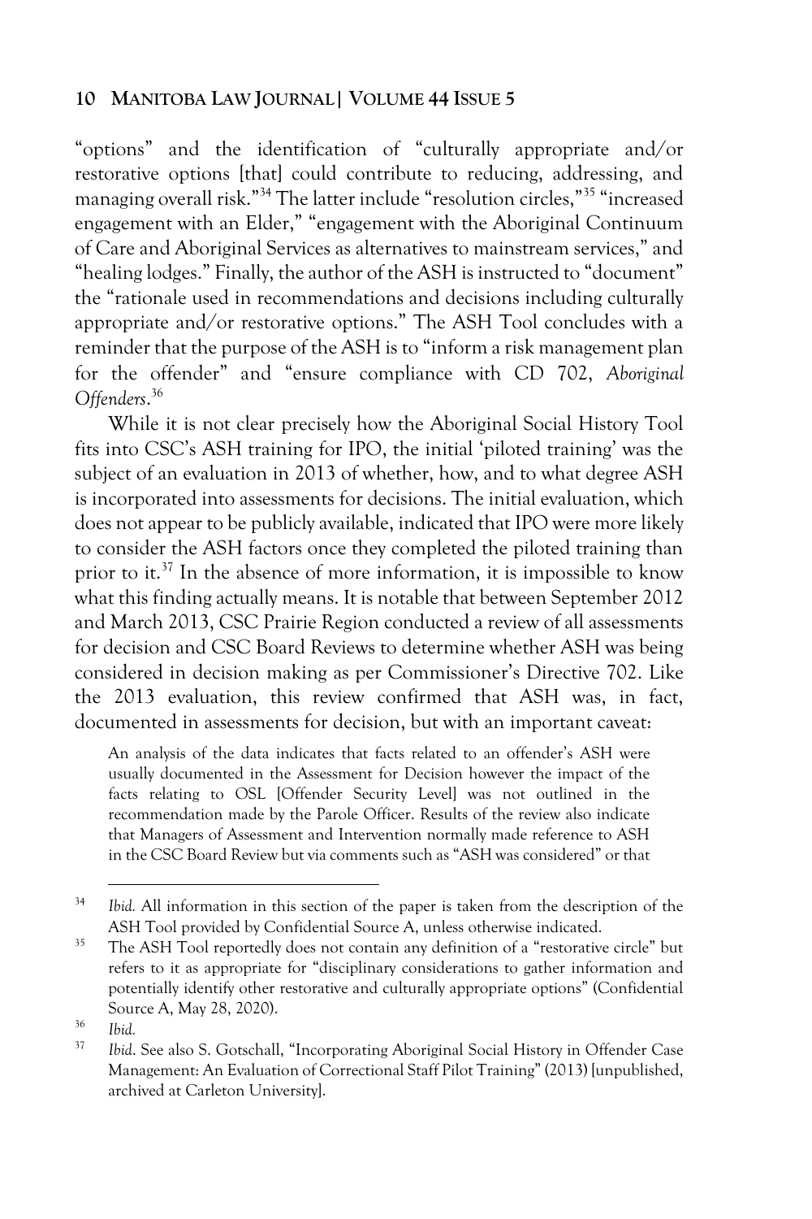"options" and the identification of "culturally appropriate and/or restorative options [that] could contribute to reducing, addressing, and managing overall risk."[34] The latter include "resolution circles,"[35] "increased engagement with an Elder," "engagement with the Aboriginal Continuum of Care and Aboriginal Services as alternatives to mainstream services," and "healing lodges." Finally, the author of the ASH is instructed to "document" the "rationale used in recommendations and decisions including culturally appropriate and/or restorative options." The ASH Tool concludes with a reminder that the purpose of the ASH is to "inform a risk management plan for the offender" and "ensure compliance with CD 702, *Aboriginal Offenders*.[36]

While it is not clear precisely how the Aboriginal Social History Tool fits into CSC's ASH training for IPO, the initial 'piloted training' was the subject of an evaluation in 2013 of whether, how, and to what degree ASH is incorporated into assessments for decisions. The initial evaluation, which does not appear to be publicly available, indicated that IPO were more likely to consider the ASH factors once they completed the piloted training than prior to it.[37] In the absence of more information, it is impossible to know what this finding actually means. It is notable that between September 2012 and March 2013, CSC Prairie Region conducted a review of all assessments for decision and CSC Board Reviews to determine whether ASH was being considered in decision making as per Commissioner's Directive 702. Like the 2013 evaluation, this review confirmed that ASH was, in fact, documented in assessments for decision, but with an important caveat:

> An analysis of the data indicates that facts related to an offender's ASH were usually documented in the Assessment for Decision however the impact of the facts relating to OSL [Offender Security Level] was not outlined in the recommendation made by the Parole Officer. Results of the review also indicate that Managers of Assessment and Intervention normally made reference to ASH in the CSC Board Review but via comments such as "ASH was considered" or that

---

[34] *Ibid.* All information in this section of the paper is taken from the description of the ASH Tool provided by Confidential Source A, unless otherwise indicated.

[35] The ASH Tool reportedly does not contain any definition of a "restorative circle" but refers to it as appropriate for "disciplinary considerations to gather information and potentially identify other restorative and culturally appropriate options" (Confidential Source A, May 28, 2020).

[36] *Ibid.*

[37] *Ibid*. See also S. Gotschall, "Incorporating Aboriginal Social History in Offender Case Management: An Evaluation of Correctional Staff Pilot Training" (2013) [unpublished, archived at Carleton University].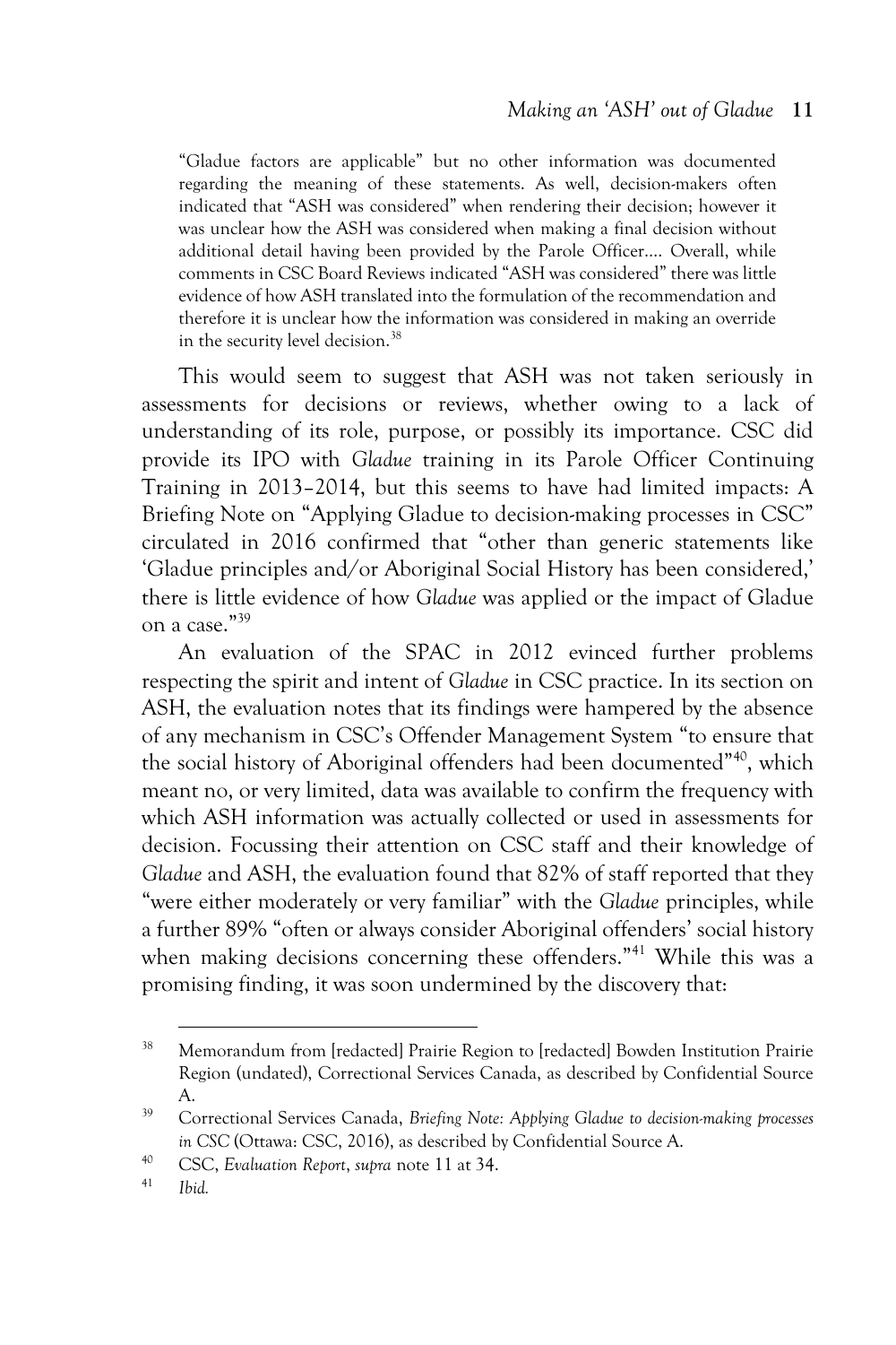> "Gladue factors are applicable" but no other information was documented regarding the meaning of these statements. As well, decision-makers often indicated that "ASH was considered" when rendering their decision; however it was unclear how the ASH was considered when making a final decision without additional detail having been provided by the Parole Officer.... Overall, while comments in CSC Board Reviews indicated "ASH was considered" there was little evidence of how ASH translated into the formulation of the recommendation and therefore it is unclear how the information was considered in making an override in the security level decision.[38]

This would seem to suggest that ASH was not taken seriously in assessments for decisions or reviews, whether owing to a lack of understanding of its role, purpose, or possibly its importance. CSC did provide its IPO with *Gladue* training in its Parole Officer Continuing Training in 2013–2014, but this seems to have had limited impacts: A Briefing Note on "Applying Gladue to decision-making processes in CSC" circulated in 2016 confirmed that "other than generic statements like 'Gladue principles and/or Aboriginal Social History has been considered,' there is little evidence of how *Gladue* was applied or the impact of Gladue on a case."[39]

An evaluation of the SPAC in 2012 evinced further problems respecting the spirit and intent of *Gladue* in CSC practice. In its section on ASH, the evaluation notes that its findings were hampered by the absence of any mechanism in CSC's Offender Management System "to ensure that the social history of Aboriginal offenders had been documented"[40], which meant no, or very limited, data was available to confirm the frequency with which ASH information was actually collected or used in assessments for decision. Focussing their attention on CSC staff and their knowledge of *Gladue* and ASH, the evaluation found that 82% of staff reported that they "were either moderately or very familiar" with the *Gladue* principles, while a further 89% "often or always consider Aboriginal offenders' social history when making decisions concerning these offenders."[41] While this was a promising finding, it was soon undermined by the discovery that:

---

[38] Memorandum from [redacted] Prairie Region to [redacted] Bowden Institution Prairie Region (undated), Correctional Services Canada, as described by Confidential Source A.

[39] Correctional Services Canada, *Briefing Note: Applying Gladue to decision-making processes in CSC* (Ottawa: CSC, 2016), as described by Confidential Source A.

[40] CSC, *Evaluation Report*, *supra* note 11 at 34.

[41] *Ibid.*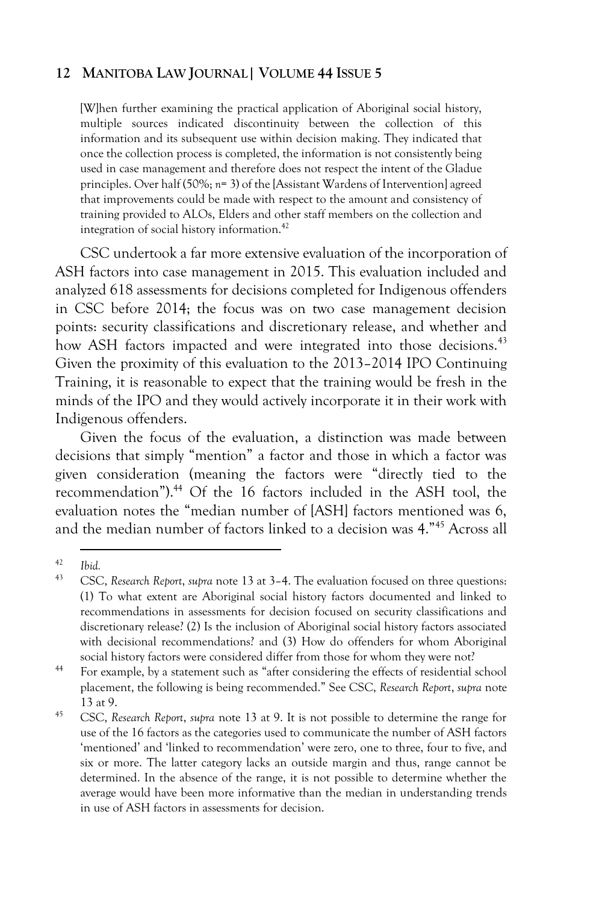> [W]hen further examining the practical application of Aboriginal social history, multiple sources indicated discontinuity between the collection of this information and its subsequent use within decision making. They indicated that once the collection process is completed, the information is not consistently being used in case management and therefore does not respect the intent of the Gladue principles. Over half (50%; *n*= 3) of the [Assistant Wardens of Intervention] agreed that improvements could be made with respect to the amount and consistency of training provided to ALOs, Elders and other staff members on the collection and integration of social history information.[42]

CSC undertook a far more extensive evaluation of the incorporation of ASH factors into case management in 2015. This evaluation included and analyzed 618 assessments for decisions completed for Indigenous offenders in CSC before 2014; the focus was on two case management decision points: security classifications and discretionary release, and whether and how ASH factors impacted and were integrated into those decisions.[43] Given the proximity of this evaluation to the 2013–2014 IPO Continuing Training, it is reasonable to expect that the training would be fresh in the minds of the IPO and they would actively incorporate it in their work with Indigenous offenders.

Given the focus of the evaluation, a distinction was made between decisions that simply "mention" a factor and those in which a factor was given consideration (meaning the factors were "directly tied to the recommendation").[44] Of the 16 factors included in the ASH tool, the evaluation notes the "median number of [ASH] factors mentioned was 6, and the median number of factors linked to a decision was 4."[45] Across all

---

[42] *Ibid.*

[43] CSC, *Research Report*, *supra* note 13 at 3–4. The evaluation focused on three questions: (1) To what extent are Aboriginal social history factors documented and linked to recommendations in assessments for decision focused on security classifications and discretionary release? (2) Is the inclusion of Aboriginal social history factors associated with decisional recommendations? and (3) How do offenders for whom Aboriginal social history factors were considered differ from those for whom they were not?

[44] For example, by a statement such as "after considering the effects of residential school placement, the following is being recommended." See CSC, *Research Report*, *supra* note 13 at 9.

[45] CSC, *Research Report*, *supra* note 13 at 9. It is not possible to determine the range for use of the 16 factors as the categories used to communicate the number of ASH factors 'mentioned' and 'linked to recommendation' were zero, one to three, four to five, and six or more. The latter category lacks an outside margin and thus, range cannot be determined. In the absence of the range, it is not possible to determine whether the average would have been more informative than the median in understanding trends in use of ASH factors in assessments for decision.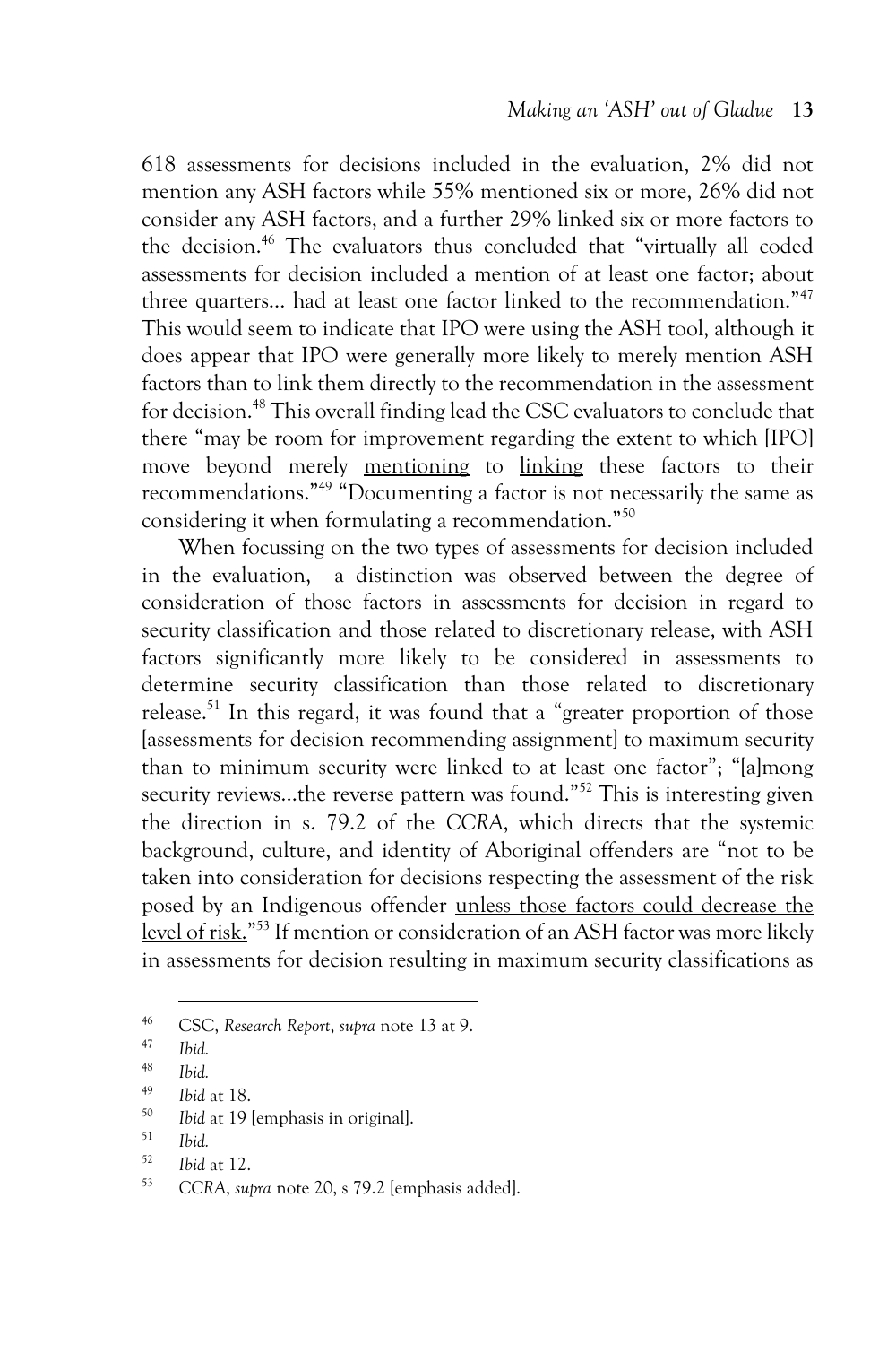618 assessments for decisions included in the evaluation, 2% did not mention any ASH factors while 55% mentioned six or more, 26% did not consider any ASH factors, and a further 29% linked six or more factors to the decision.[46] The evaluators thus concluded that "virtually all coded assessments for decision included a mention of at least one factor; about three quarters… had at least one factor linked to the recommendation."[47] This would seem to indicate that IPO were using the ASH tool, although it does appear that IPO were generally more likely to merely mention ASH factors than to link them directly to the recommendation in the assessment for decision.[48] This overall finding lead the CSC evaluators to conclude that there "may be room for improvement regarding the extent to which [IPO] move beyond merely <u>mentioning</u> to <u>linking</u> these factors to their recommendations."[49] "Documenting a factor is not necessarily the same as considering it when formulating a recommendation."[50]

When focussing on the two types of assessments for decision included in the evaluation, a distinction was observed between the degree of consideration of those factors in assessments for decision in regard to security classification and those related to discretionary release, with ASH factors significantly more likely to be considered in assessments to determine security classification than those related to discretionary release.[51] In this regard, it was found that a "greater proportion of those [assessments for decision recommending assignment] to maximum security than to minimum security were linked to at least one factor"; "[a]mong security reviews…the reverse pattern was found."[52] This is interesting given the direction in s. 79.2 of the *CCRA*, which directs that the systemic background, culture, and identity of Aboriginal offenders are "not to be taken into consideration for decisions respecting the assessment of the risk posed by an Indigenous offender <u>unless those factors could decrease the level of risk.</u>"[53] If mention or consideration of an ASH factor was more likely in assessments for decision resulting in maximum security classifications as

---

[46] CSC, *Research Report*, *supra* note 13 at 9.

[47] *Ibid.*

[48] *Ibid.*

[49] *Ibid* at 18.

[50] *Ibid* at 19 [emphasis in original].

[51] *Ibid.*

[52] *Ibid* at 12.

[53] *CCRA*, *supra* note 20, s 79.2 [emphasis added].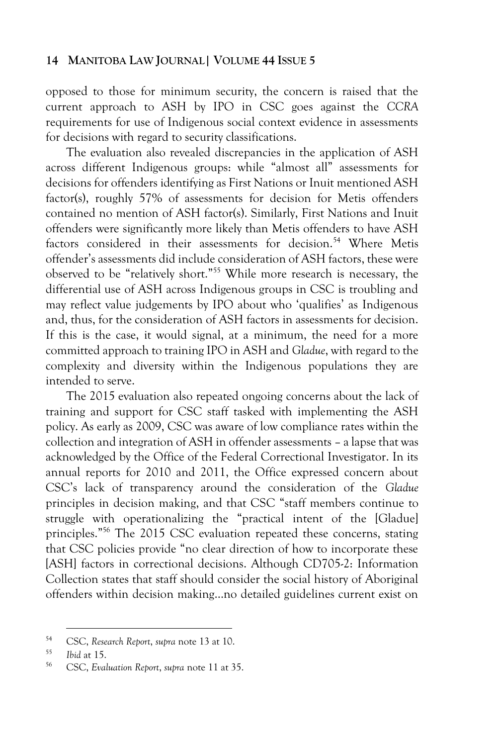opposed to those for minimum security, the concern is raised that the current approach to ASH by IPO in CSC goes against the *CCRA* requirements for use of Indigenous social context evidence in assessments for decisions with regard to security classifications.

The evaluation also revealed discrepancies in the application of ASH across different Indigenous groups: while "almost all" assessments for decisions for offenders identifying as First Nations or Inuit mentioned ASH factor(s), roughly 57% of assessments for decision for Metis offenders contained no mention of ASH factor(s). Similarly, First Nations and Inuit offenders were significantly more likely than Metis offenders to have ASH factors considered in their assessments for decision.[54] Where Metis offender's assessments did include consideration of ASH factors, these were observed to be "relatively short."[55] While more research is necessary, the differential use of ASH across Indigenous groups in CSC is troubling and may reflect value judgements by IPO about who 'qualifies' as Indigenous and, thus, for the consideration of ASH factors in assessments for decision. If this is the case, it would signal, at a minimum, the need for a more committed approach to training IPO in ASH and *Gladue*, with regard to the complexity and diversity within the Indigenous populations they are intended to serve.

The 2015 evaluation also repeated ongoing concerns about the lack of training and support for CSC staff tasked with implementing the ASH policy. As early as 2009, CSC was aware of low compliance rates within the collection and integration of ASH in offender assessments – a lapse that was acknowledged by the Office of the Federal Correctional Investigator. In its annual reports for 2010 and 2011, the Office expressed concern about CSC's lack of transparency around the consideration of the *Gladue* principles in decision making, and that CSC "staff members continue to struggle with operationalizing the "practical intent of the [Gladue] principles."[56] The 2015 CSC evaluation repeated these concerns, stating that CSC policies provide "no clear direction of how to incorporate these [ASH] factors in correctional decisions. Although CD705-2: Information Collection states that staff should consider the social history of Aboriginal offenders within decision making…no detailed guidelines current exist on

---

[54] CSC, *Research Report*, *supra* note 13 at 10.

[55] *Ibid* at 15.

[56] CSC, *Evaluation Report*, *supra* note 11 at 35.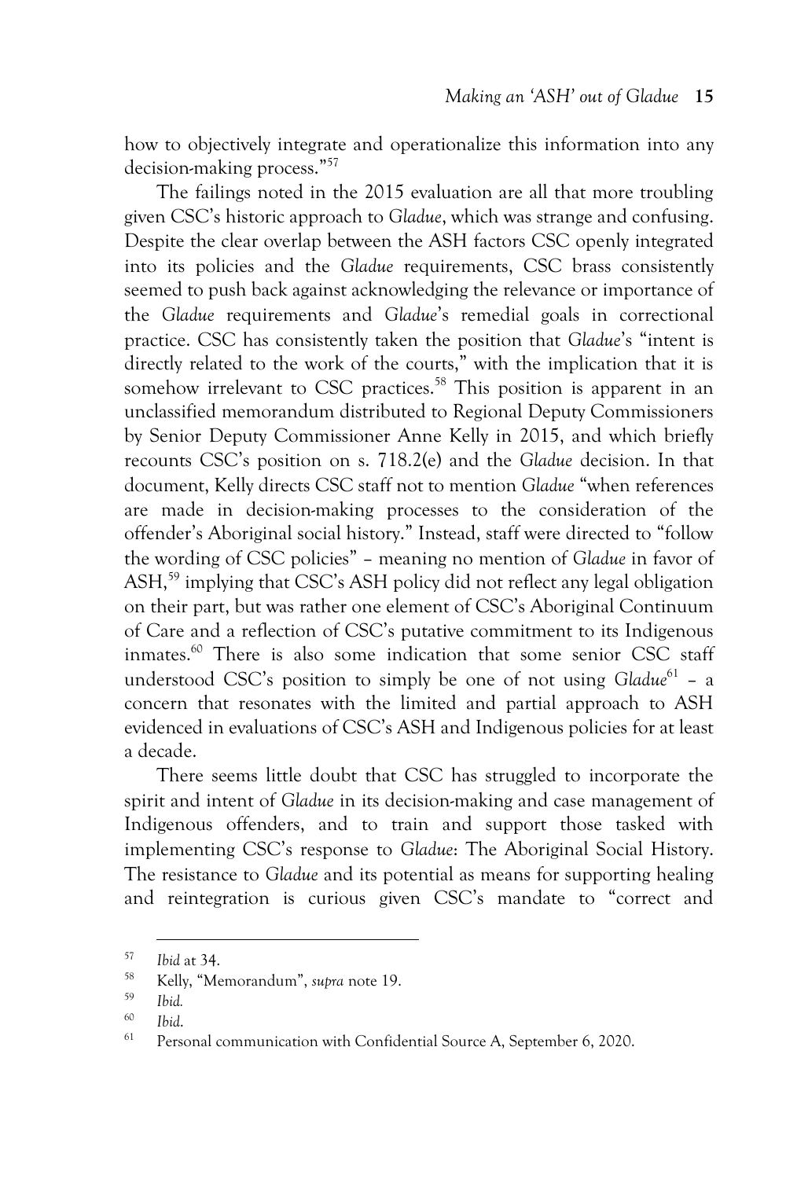how to objectively integrate and operationalize this information into any decision-making process."[57]

The failings noted in the 2015 evaluation are all that more troubling given CSC's historic approach to *Gladue*, which was strange and confusing. Despite the clear overlap between the ASH factors CSC openly integrated into its policies and the *Gladue* requirements, CSC brass consistently seemed to push back against acknowledging the relevance or importance of the *Gladue* requirements and *Gladue*'s remedial goals in correctional practice. CSC has consistently taken the position that *Gladue*'s "intent is directly related to the work of the courts," with the implication that it is somehow irrelevant to CSC practices.[58] This position is apparent in an unclassified memorandum distributed to Regional Deputy Commissioners by Senior Deputy Commissioner Anne Kelly in 2015, and which briefly recounts CSC's position on s. 718.2(e) and the *Gladue* decision. In that document, Kelly directs CSC staff not to mention *Gladue* "when references are made in decision-making processes to the consideration of the offender's Aboriginal social history." Instead, staff were directed to "follow the wording of CSC policies" – meaning no mention of *Gladue* in favor of ASH,[59] implying that CSC's ASH policy did not reflect any legal obligation on their part, but was rather one element of CSC's Aboriginal Continuum of Care and a reflection of CSC's putative commitment to its Indigenous inmates.[60] There is also some indication that some senior CSC staff understood CSC's position to simply be one of not using *Gladue*[61] – a concern that resonates with the limited and partial approach to ASH evidenced in evaluations of CSC's ASH and Indigenous policies for at least a decade.

There seems little doubt that CSC has struggled to incorporate the spirit and intent of *Gladue* in its decision-making and case management of Indigenous offenders, and to train and support those tasked with implementing CSC's response to *Gladue*: The Aboriginal Social History. The resistance to *Gladue* and its potential as means for supporting healing and reintegration is curious given CSC's mandate to "correct and

---

[57] *Ibid* at 34.

[58] Kelly, "Memorandum", *supra* note 19.

[59] *Ibid.*

[60] *Ibid.*

[61] Personal communication with Confidential Source A, September 6, 2020.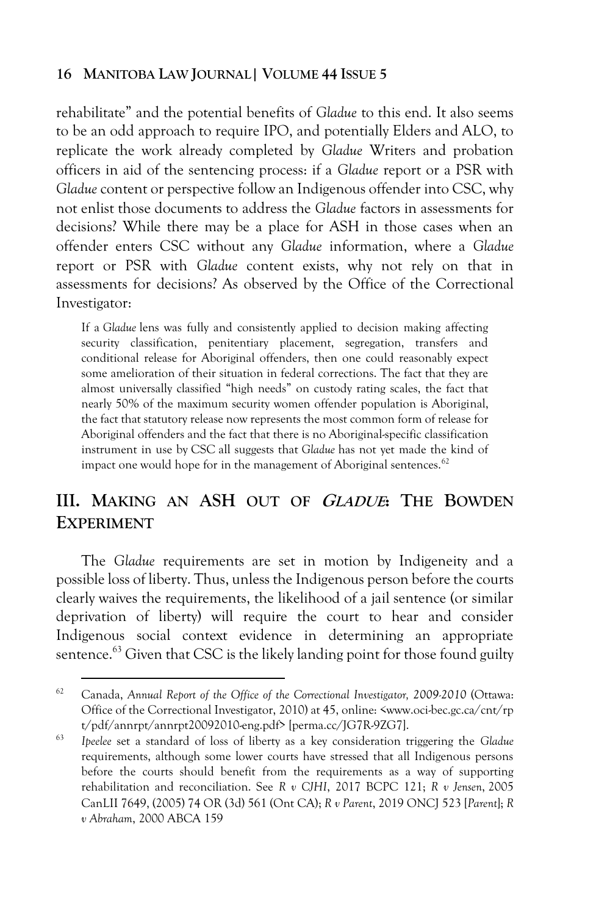rehabilitate" and the potential benefits of *Gladue* to this end. It also seems to be an odd approach to require IPO, and potentially Elders and ALO, to replicate the work already completed by *Gladue* Writers and probation officers in aid of the sentencing process: if a *Gladue* report or a PSR with *Gladue* content or perspective follow an Indigenous offender into CSC, why not enlist those documents to address the *Gladue* factors in assessments for decisions? While there may be a place for ASH in those cases when an offender enters CSC without any *Gladue* information, where a *Gladue* report or PSR with *Gladue* content exists, why not rely on that in assessments for decisions? As observed by the Office of the Correctional Investigator:

> If a *Gladue* lens was fully and consistently applied to decision making affecting security classification, penitentiary placement, segregation, transfers and conditional release for Aboriginal offenders, then one could reasonably expect some amelioration of their situation in federal corrections. The fact that they are almost universally classified "high needs" on custody rating scales, the fact that nearly 50% of the maximum security women offender population is Aboriginal, the fact that statutory release now represents the most common form of release for Aboriginal offenders and the fact that there is no Aboriginal-specific classification instrument in use by CSC all suggests that *Gladue* has not yet made the kind of impact one would hope for in the management of Aboriginal sentences.[62]

## III. MAKING AN ASH OUT OF *GLADUE*: THE BOWDEN EXPERIMENT

The *Gladue* requirements are set in motion by Indigeneity and a possible loss of liberty. Thus, unless the Indigenous person before the courts clearly waives the requirements, the likelihood of a jail sentence (or similar deprivation of liberty) will require the court to hear and consider Indigenous social context evidence in determining an appropriate sentence.[63] Given that CSC is the likely landing point for those found guilty

---

[62] Canada, *Annual Report of the Office of the Correctional Investigator, 2009-2010* (Ottawa: Office of the Correctional Investigator, 2010) at 45, online: <www.oci-bec.gc.ca/cnt/rpt/pdf/annrpt/annrpt20092010-eng.pdf> [perma.cc/JG7R-9ZG7].

[63] *Ipeelee* set a standard of loss of liberty as a key consideration triggering the *Gladue* requirements, although some lower courts have stressed that all Indigenous persons before the courts should benefit from the requirements as a way of supporting rehabilitation and reconciliation. See *R v CJHI*, 2017 BCPC 121; *R v Jensen*, 2005 CanLII 7649, (2005) 74 OR (3d) 561 (Ont CA); *R v Parent*, 2019 ONCJ 523 [*Parent*]; *R v Abraham*, 2000 ABCA 159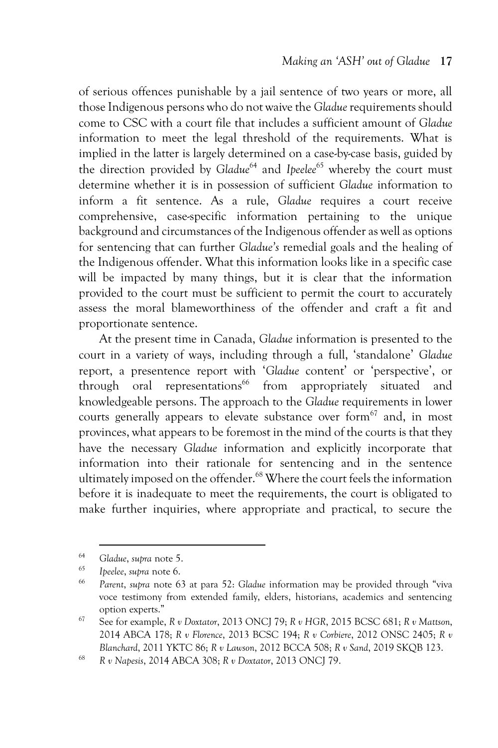of serious offences punishable by a jail sentence of two years or more, all those Indigenous persons who do not waive the *Gladue* requirements should come to CSC with a court file that includes a sufficient amount of *Gladue* information to meet the legal threshold of the requirements. What is implied in the latter is largely determined on a case-by-case basis, guided by the direction provided by *Gladue*[64] and *Ipeelee*[65] whereby the court must determine whether it is in possession of sufficient *Gladue* information to inform a fit sentence. As a rule, *Gladue* requires a court receive comprehensive, case-specific information pertaining to the unique background and circumstances of the Indigenous offender as well as options for sentencing that can further *Gladue's* remedial goals and the healing of the Indigenous offender. What this information looks like in a specific case will be impacted by many things, but it is clear that the information provided to the court must be sufficient to permit the court to accurately assess the moral blameworthiness of the offender and craft a fit and proportionate sentence.

At the present time in Canada, *Gladue* information is presented to the court in a variety of ways, including through a full, 'standalone' *Gladue* report, a presentence report with '*Gladue* content' or 'perspective', or through oral representations[66] from appropriately situated and knowledgeable persons. The approach to the *Gladue* requirements in lower courts generally appears to elevate substance over form[67] and, in most provinces, what appears to be foremost in the mind of the courts is that they have the necessary *Gladue* information and explicitly incorporate that information into their rationale for sentencing and in the sentence ultimately imposed on the offender.[68] Where the court feels the information before it is inadequate to meet the requirements, the court is obligated to make further inquiries, where appropriate and practical, to secure the

---

[64] *Gladue*, *supra* note 5.

[65] *Ipeelee*, *supra* note 6.

[66] *Parent*, *supra* note 63 at para 52: *Gladue* information may be provided through "viva voce testimony from extended family, elders, historians, academics and sentencing option experts."

[67] See for example, *R v Doxtator*, 2013 ONCJ 79; *R v HGR*, 2015 BCSC 681; *R v Mattson*, 2014 ABCA 178; *R v Florence*, 2013 BCSC 194; *R v Corbiere*, 2012 ONSC 2405; *R v Blanchard*, 2011 YKTC 86; *R v Lawson*, 2012 BCCA 508; *R v Sand*, 2019 SKQB 123.

[68] *R v Napesis*, 2014 ABCA 308; *R v Doxtator*, 2013 ONCJ 79.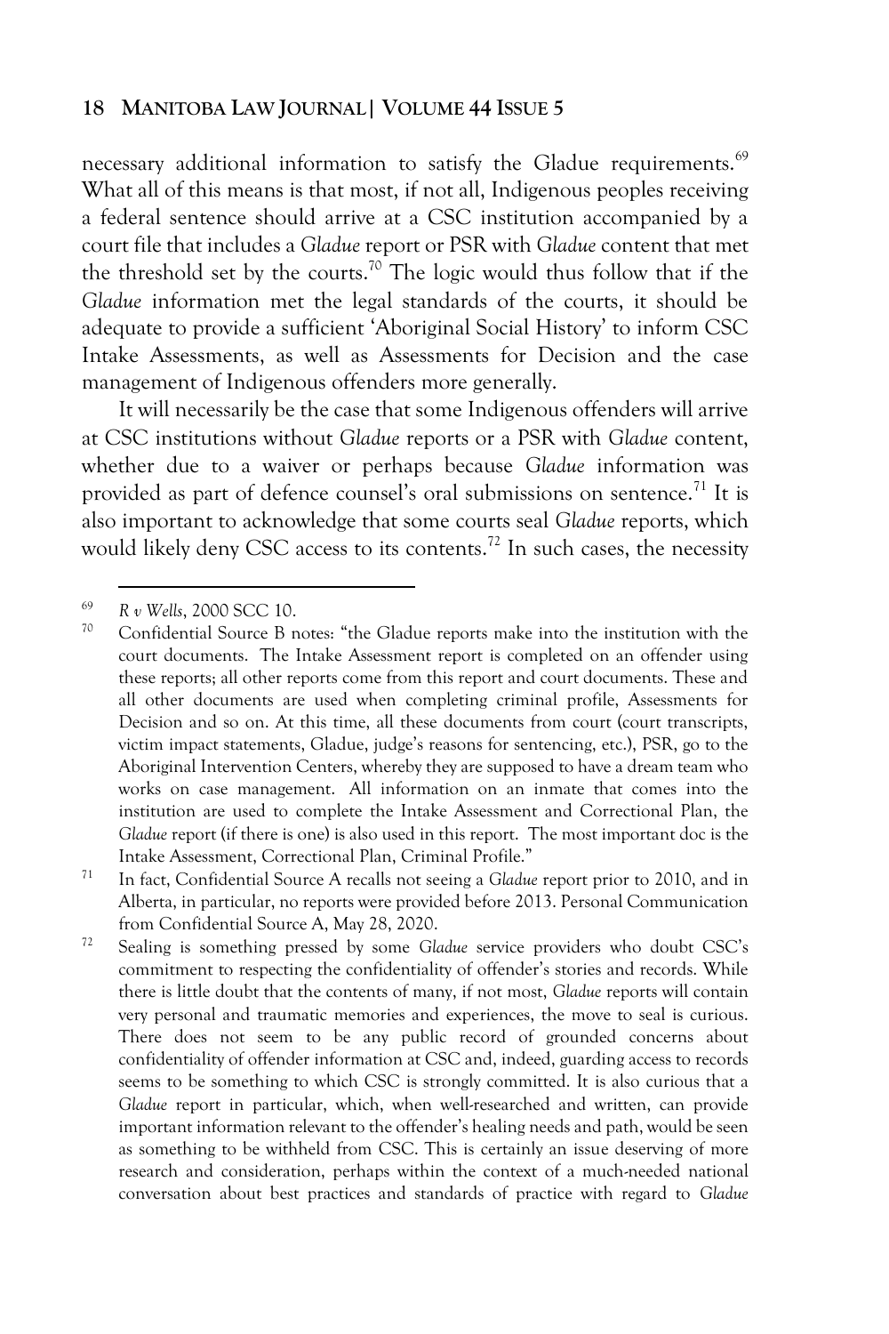necessary additional information to satisfy the Gladue requirements.[69] What all of this means is that most, if not all, Indigenous peoples receiving a federal sentence should arrive at a CSC institution accompanied by a court file that includes a *Gladue* report or PSR with *Gladue* content that met the threshold set by the courts.[70] The logic would thus follow that if the *Gladue* information met the legal standards of the courts, it should be adequate to provide a sufficient 'Aboriginal Social History' to inform CSC Intake Assessments, as well as Assessments for Decision and the case management of Indigenous offenders more generally.

It will necessarily be the case that some Indigenous offenders will arrive at CSC institutions without *Gladue* reports or a PSR with *Gladue* content, whether due to a waiver or perhaps because *Gladue* information was provided as part of defence counsel's oral submissions on sentence.[71] It is also important to acknowledge that some courts seal *Gladue* reports, which would likely deny CSC access to its contents.[72] In such cases, the necessity

---

[69] *R v Wells*, 2000 SCC 10.

[70] Confidential Source B notes: "the Gladue reports make into the institution with the court documents. The Intake Assessment report is completed on an offender using these reports; all other reports come from this report and court documents. These and all other documents are used when completing criminal profile, Assessments for Decision and so on. At this time, all these documents from court (court transcripts, victim impact statements, Gladue, judge's reasons for sentencing, etc.), PSR, go to the Aboriginal Intervention Centers, whereby they are supposed to have a dream team who works on case management. All information on an inmate that comes into the institution are used to complete the Intake Assessment and Correctional Plan, the *Gladue* report (if there is one) is also used in this report. The most important doc is the Intake Assessment, Correctional Plan, Criminal Profile."

[71] In fact, Confidential Source A recalls not seeing a *Gladue* report prior to 2010, and in Alberta, in particular, no reports were provided before 2013. Personal Communication from Confidential Source A, May 28, 2020.

[72] Sealing is something pressed by some *Gladue* service providers who doubt CSC's commitment to respecting the confidentiality of offender's stories and records. While there is little doubt that the contents of many, if not most, *Gladue* reports will contain very personal and traumatic memories and experiences, the move to seal is curious. There does not seem to be any public record of grounded concerns about confidentiality of offender information at CSC and, indeed, guarding access to records seems to be something to which CSC is strongly committed. It is also curious that a *Gladue* report in particular, which, when well-researched and written, can provide important information relevant to the offender's healing needs and path, would be seen as something to be withheld from CSC. This is certainly an issue deserving of more research and consideration, perhaps within the context of a much-needed national conversation about best practices and standards of practice with regard to *Gladue*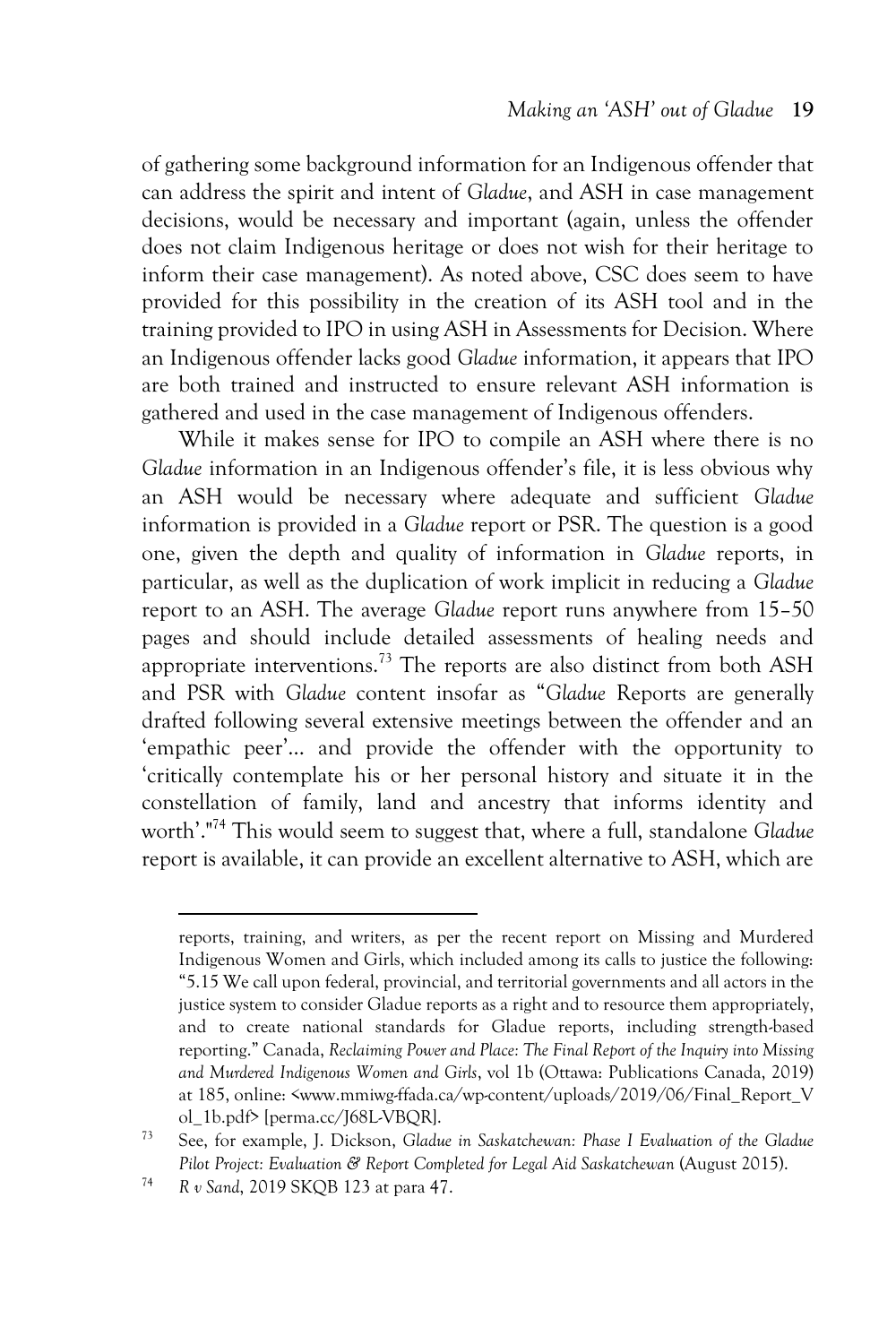of gathering some background information for an Indigenous offender that can address the spirit and intent of *Gladue*, and ASH in case management decisions, would be necessary and important (again, unless the offender does not claim Indigenous heritage or does not wish for their heritage to inform their case management). As noted above, CSC does seem to have provided for this possibility in the creation of its ASH tool and in the training provided to IPO in using ASH in Assessments for Decision. Where an Indigenous offender lacks good *Gladue* information, it appears that IPO are both trained and instructed to ensure relevant ASH information is gathered and used in the case management of Indigenous offenders.

While it makes sense for IPO to compile an ASH where there is no *Gladue* information in an Indigenous offender's file, it is less obvious why an ASH would be necessary where adequate and sufficient *Gladue* information is provided in a *Gladue* report or PSR. The question is a good one, given the depth and quality of information in *Gladue* reports, in particular, as well as the duplication of work implicit in reducing a *Gladue* report to an ASH. The average *Gladue* report runs anywhere from 15–50 pages and should include detailed assessments of healing needs and appropriate interventions.[73] The reports are also distinct from both ASH and PSR with *Gladue* content insofar as "*Gladue* Reports are generally drafted following several extensive meetings between the offender and an 'empathic peer'... and provide the offender with the opportunity to 'critically contemplate his or her personal history and situate it in the constellation of family, land and ancestry that informs identity and worth'."[74] This would seem to suggest that, where a full, standalone *Gladue* report is available, it can provide an excellent alternative to ASH, which are

---

reports, training, and writers, as per the recent report on Missing and Murdered Indigenous Women and Girls, which included among its calls to justice the following: "5.15 We call upon federal, provincial, and territorial governments and all actors in the justice system to consider Gladue reports as a right and to resource them appropriately, and to create national standards for Gladue reports, including strength-based reporting." Canada, *Reclaiming Power and Place: The Final Report of the Inquiry into Missing and Murdered Indigenous Women and Girls*, vol 1b (Ottawa: Publications Canada, 2019) at 185, online: <www.mmiwg-ffada.ca/wp-content/uploads/2019/06/Final_Report_Vol_1b.pdf> [perma.cc/J68L-VBQR].

73 See, for example, J. Dickson, *Gladue in Saskatchewan: Phase I Evaluation of the Gladue Pilot Project: Evaluation & Report Completed for Legal Aid Saskatchewan* (August 2015).

74 *R v Sand*, 2019 SKQB 123 at para 47.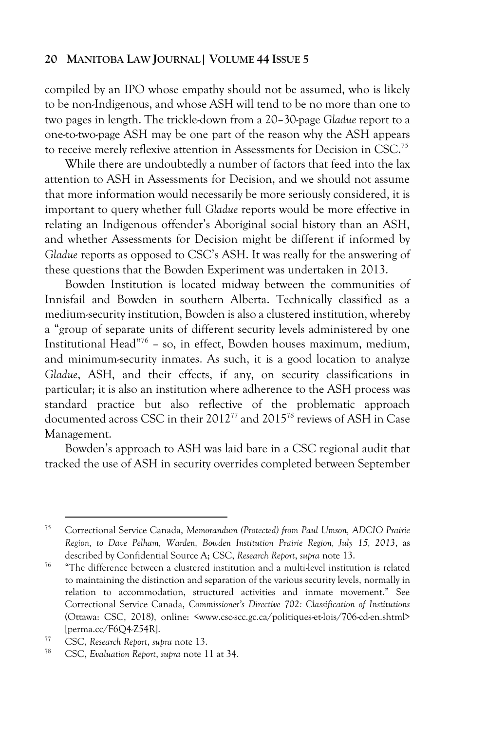compiled by an IPO whose empathy should not be assumed, who is likely to be non-Indigenous, and whose ASH will tend to be no more than one to two pages in length. The trickle-down from a 20–30-page *Gladue* report to a one-to-two-page ASH may be one part of the reason why the ASH appears to receive merely reflexive attention in Assessments for Decision in CSC.[75]

While there are undoubtedly a number of factors that feed into the lax attention to ASH in Assessments for Decision, and we should not assume that more information would necessarily be more seriously considered, it is important to query whether full *Gladue* reports would be more effective in relating an Indigenous offender's Aboriginal social history than an ASH, and whether Assessments for Decision might be different if informed by *Gladue* reports as opposed to CSC's ASH. It was really for the answering of these questions that the Bowden Experiment was undertaken in 2013.

Bowden Institution is located midway between the communities of Innisfail and Bowden in southern Alberta. Technically classified as a medium-security institution, Bowden is also a clustered institution, whereby a "group of separate units of different security levels administered by one Institutional Head"[76] – so, in effect, Bowden houses maximum, medium, and minimum-security inmates. As such, it is a good location to analyze *Gladue*, ASH, and their effects, if any, on security classifications in particular; it is also an institution where adherence to the ASH process was standard practice but also reflective of the problematic approach documented across CSC in their 2012[77] and 2015[78] reviews of ASH in Case Management.

Bowden's approach to ASH was laid bare in a CSC regional audit that tracked the use of ASH in security overrides completed between September

---

[75] Correctional Service Canada, *Memorandum (Protected) from Paul Umson, ADCIO Prairie Region, to Dave Pelham, Warden, Bowden Institution Prairie Region, July 15, 2013*, as described by Confidential Source A; CSC, *Research Report*, *supra* note 13.

[76] "The difference between a clustered institution and a multi-level institution is related to maintaining the distinction and separation of the various security levels, normally in relation to accommodation, structured activities and inmate movement." See Correctional Service Canada, *Commissioner's Directive 702: Classification of Institutions* (Ottawa: CSC, 2018), online: <www.csc-scc.gc.ca/politiques-et-lois/706-cd-en.shtml> [perma.cc/F6Q4-Z54R].

[77] CSC, *Research Report*, *supra* note 13.

[78] CSC, *Evaluation Report*, *supra* note 11 at 34.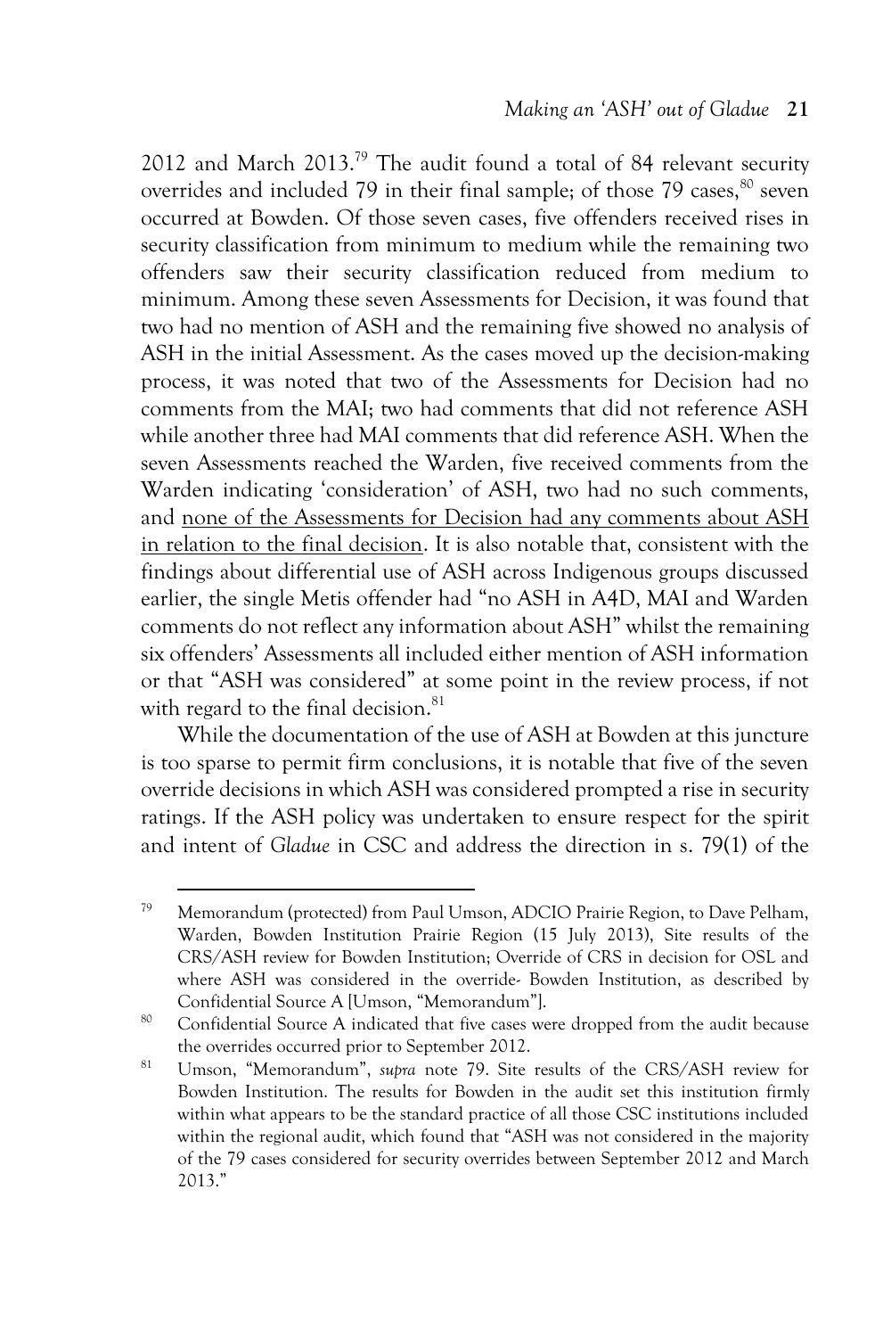2012 and March 2013.[79] The audit found a total of 84 relevant security overrides and included 79 in their final sample; of those 79 cases,[80] seven occurred at Bowden. Of those seven cases, five offenders received rises in security classification from minimum to medium while the remaining two offenders saw their security classification reduced from medium to minimum. Among these seven Assessments for Decision, it was found that two had no mention of ASH and the remaining five showed no analysis of ASH in the initial Assessment. As the cases moved up the decision-making process, it was noted that two of the Assessments for Decision had no comments from the MAI; two had comments that did not reference ASH while another three had MAI comments that did reference ASH. When the seven Assessments reached the Warden, five received comments from the Warden indicating 'consideration' of ASH, two had no such comments, and <u>none of the Assessments for Decision had any comments about ASH in relation to the final decision</u>. It is also notable that, consistent with the findings about differential use of ASH across Indigenous groups discussed earlier, the single Metis offender had "no ASH in A4D, MAI and Warden comments do not reflect any information about ASH" whilst the remaining six offenders' Assessments all included either mention of ASH information or that "ASH was considered" at some point in the review process, if not with regard to the final decision.[81]

While the documentation of the use of ASH at Bowden at this juncture is too sparse to permit firm conclusions, it is notable that five of the seven override decisions in which ASH was considered prompted a rise in security ratings. If the ASH policy was undertaken to ensure respect for the spirit and intent of *Gladue* in CSC and address the direction in s. 79(1) of the

---

[79] Memorandum (protected) from Paul Umson, ADCIO Prairie Region, to Dave Pelham, Warden, Bowden Institution Prairie Region (15 July 2013), Site results of the CRS/ASH review for Bowden Institution; Override of CRS in decision for OSL and where ASH was considered in the override- Bowden Institution, as described by Confidential Source A [Umson, "Memorandum"].

[80] Confidential Source A indicated that five cases were dropped from the audit because the overrides occurred prior to September 2012.

[81] Umson, "Memorandum", *supra* note 79. Site results of the CRS/ASH review for Bowden Institution. The results for Bowden in the audit set this institution firmly within what appears to be the standard practice of all those CSC institutions included within the regional audit, which found that "ASH was not considered in the majority of the 79 cases considered for security overrides between September 2012 and March 2013."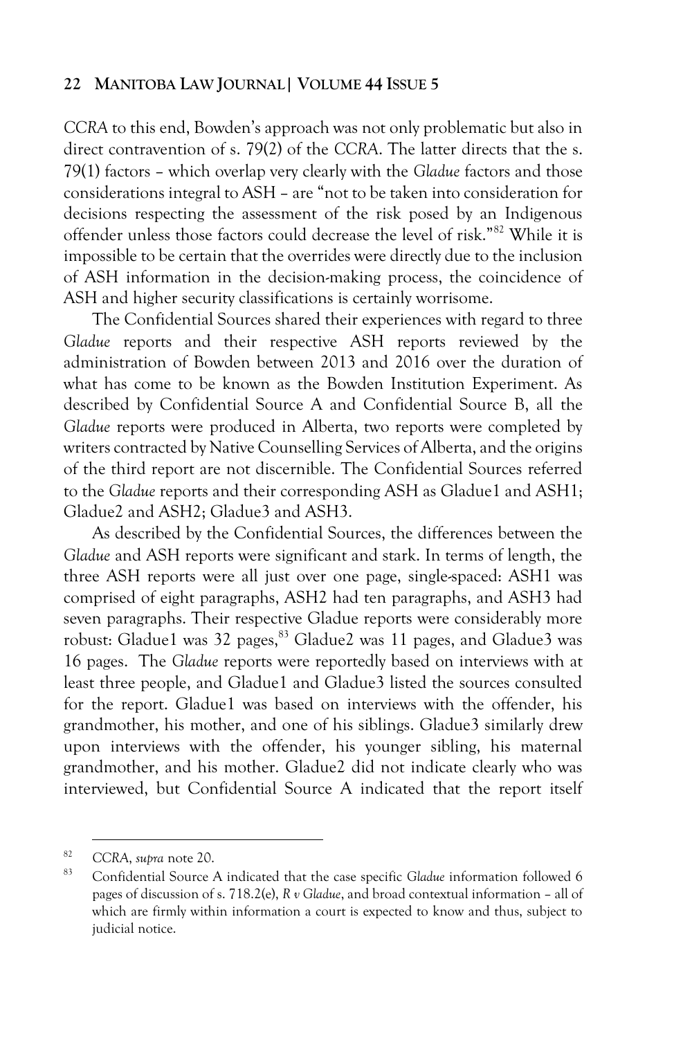*CCRA* to this end, Bowden's approach was not only problematic but also in direct contravention of s. 79(2) of the *CCRA*. The latter directs that the s. 79(1) factors – which overlap very clearly with the *Gladue* factors and those considerations integral to ASH – are "not to be taken into consideration for decisions respecting the assessment of the risk posed by an Indigenous offender unless those factors could decrease the level of risk."[82] While it is impossible to be certain that the overrides were directly due to the inclusion of ASH information in the decision-making process, the coincidence of ASH and higher security classifications is certainly worrisome.

The Confidential Sources shared their experiences with regard to three *Gladue* reports and their respective ASH reports reviewed by the administration of Bowden between 2013 and 2016 over the duration of what has come to be known as the Bowden Institution Experiment. As described by Confidential Source A and Confidential Source B, all the *Gladue* reports were produced in Alberta, two reports were completed by writers contracted by Native Counselling Services of Alberta, and the origins of the third report are not discernible. The Confidential Sources referred to the *Gladue* reports and their corresponding ASH as Gladue1 and ASH1; Gladue2 and ASH2; Gladue3 and ASH3.

As described by the Confidential Sources, the differences between the *Gladue* and ASH reports were significant and stark. In terms of length, the three ASH reports were all just over one page, single-spaced: ASH1 was comprised of eight paragraphs, ASH2 had ten paragraphs, and ASH3 had seven paragraphs. Their respective Gladue reports were considerably more robust: Gladue1 was 32 pages,[83] Gladue2 was 11 pages, and Gladue3 was 16 pages. The *Gladue* reports were reportedly based on interviews with at least three people, and Gladue1 and Gladue3 listed the sources consulted for the report. Gladue1 was based on interviews with the offender, his grandmother, his mother, and one of his siblings. Gladue3 similarly drew upon interviews with the offender, his younger sibling, his maternal grandmother, and his mother. Gladue2 did not indicate clearly who was interviewed, but Confidential Source A indicated that the report itself

---

[82] *CCRA*, *supra* note 20.

[83] Confidential Source A indicated that the case specific *Gladue* information followed 6 pages of discussion of s. 718.2(e), *R v Gladue*, and broad contextual information – all of which are firmly within information a court is expected to know and thus, subject to judicial notice.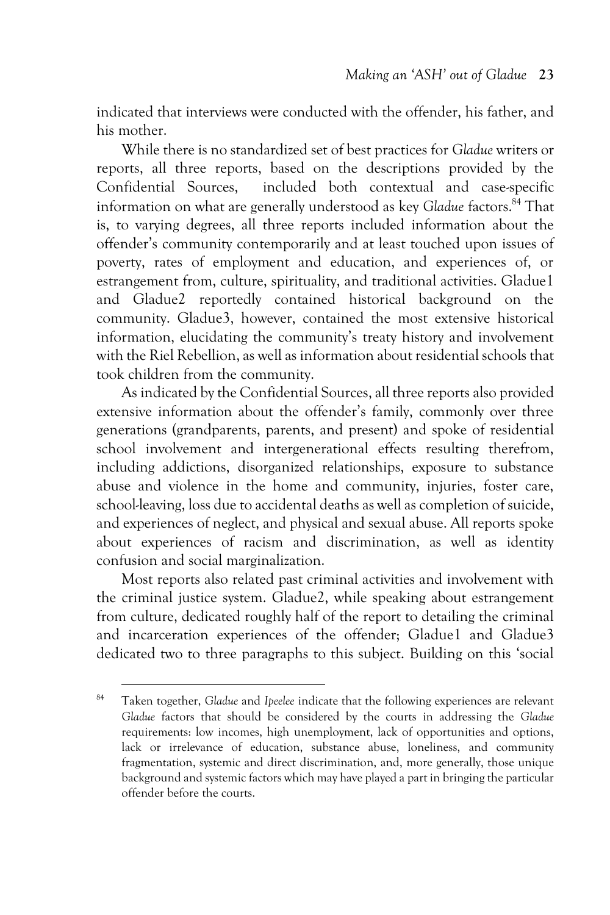indicated that interviews were conducted with the offender, his father, and his mother.

While there is no standardized set of best practices for *Gladue* writers or reports, all three reports, based on the descriptions provided by the Confidential Sources, included both contextual and case-specific information on what are generally understood as key *Gladue* factors.[84] That is, to varying degrees, all three reports included information about the offender's community contemporarily and at least touched upon issues of poverty, rates of employment and education, and experiences of, or estrangement from, culture, spirituality, and traditional activities. Gladue1 and Gladue2 reportedly contained historical background on the community. Gladue3, however, contained the most extensive historical information, elucidating the community's treaty history and involvement with the Riel Rebellion, as well as information about residential schools that took children from the community.

As indicated by the Confidential Sources, all three reports also provided extensive information about the offender's family, commonly over three generations (grandparents, parents, and present) and spoke of residential school involvement and intergenerational effects resulting therefrom, including addictions, disorganized relationships, exposure to substance abuse and violence in the home and community, injuries, foster care, school-leaving, loss due to accidental deaths as well as completion of suicide, and experiences of neglect, and physical and sexual abuse. All reports spoke about experiences of racism and discrimination, as well as identity confusion and social marginalization.

Most reports also related past criminal activities and involvement with the criminal justice system. Gladue2, while speaking about estrangement from culture, dedicated roughly half of the report to detailing the criminal and incarceration experiences of the offender; Gladue1 and Gladue3 dedicated two to three paragraphs to this subject. Building on this 'social

---

[84] Taken together, *Gladue* and *Ipeelee* indicate that the following experiences are relevant *Gladue* factors that should be considered by the courts in addressing the *Gladue* requirements: low incomes, high unemployment, lack of opportunities and options, lack or irrelevance of education, substance abuse, loneliness, and community fragmentation, systemic and direct discrimination, and, more generally, those unique background and systemic factors which may have played a part in bringing the particular offender before the courts.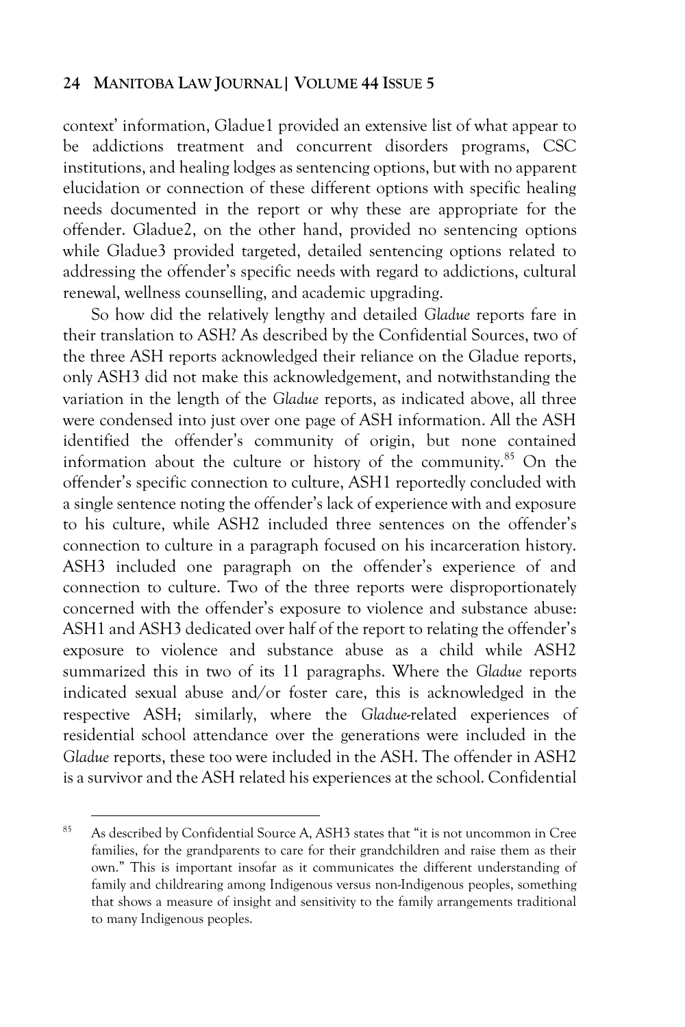context' information, Gladue1 provided an extensive list of what appear to be addictions treatment and concurrent disorders programs, CSC institutions, and healing lodges as sentencing options, but with no apparent elucidation or connection of these different options with specific healing needs documented in the report or why these are appropriate for the offender. Gladue2, on the other hand, provided no sentencing options while Gladue3 provided targeted, detailed sentencing options related to addressing the offender's specific needs with regard to addictions, cultural renewal, wellness counselling, and academic upgrading.

So how did the relatively lengthy and detailed *Gladue* reports fare in their translation to ASH? As described by the Confidential Sources, two of the three ASH reports acknowledged their reliance on the Gladue reports, only ASH3 did not make this acknowledgement, and notwithstanding the variation in the length of the *Gladue* reports, as indicated above, all three were condensed into just over one page of ASH information. All the ASH identified the offender's community of origin, but none contained information about the culture or history of the community.[85] On the offender's specific connection to culture, ASH1 reportedly concluded with a single sentence noting the offender's lack of experience with and exposure to his culture, while ASH2 included three sentences on the offender's connection to culture in a paragraph focused on his incarceration history. ASH3 included one paragraph on the offender's experience of and connection to culture. Two of the three reports were disproportionately concerned with the offender's exposure to violence and substance abuse: ASH1 and ASH3 dedicated over half of the report to relating the offender's exposure to violence and substance abuse as a child while ASH2 summarized this in two of its 11 paragraphs. Where the *Gladue* reports indicated sexual abuse and/or foster care, this is acknowledged in the respective ASH; similarly, where the *Gladue*-related experiences of residential school attendance over the generations were included in the *Gladue* reports, these too were included in the ASH. The offender in ASH2 is a survivor and the ASH related his experiences at the school. Confidential

---

[85] As described by Confidential Source A, ASH3 states that "it is not uncommon in Cree families, for the grandparents to care for their grandchildren and raise them as their own." This is important insofar as it communicates the different understanding of family and childrearing among Indigenous versus non-Indigenous peoples, something that shows a measure of insight and sensitivity to the family arrangements traditional to many Indigenous peoples.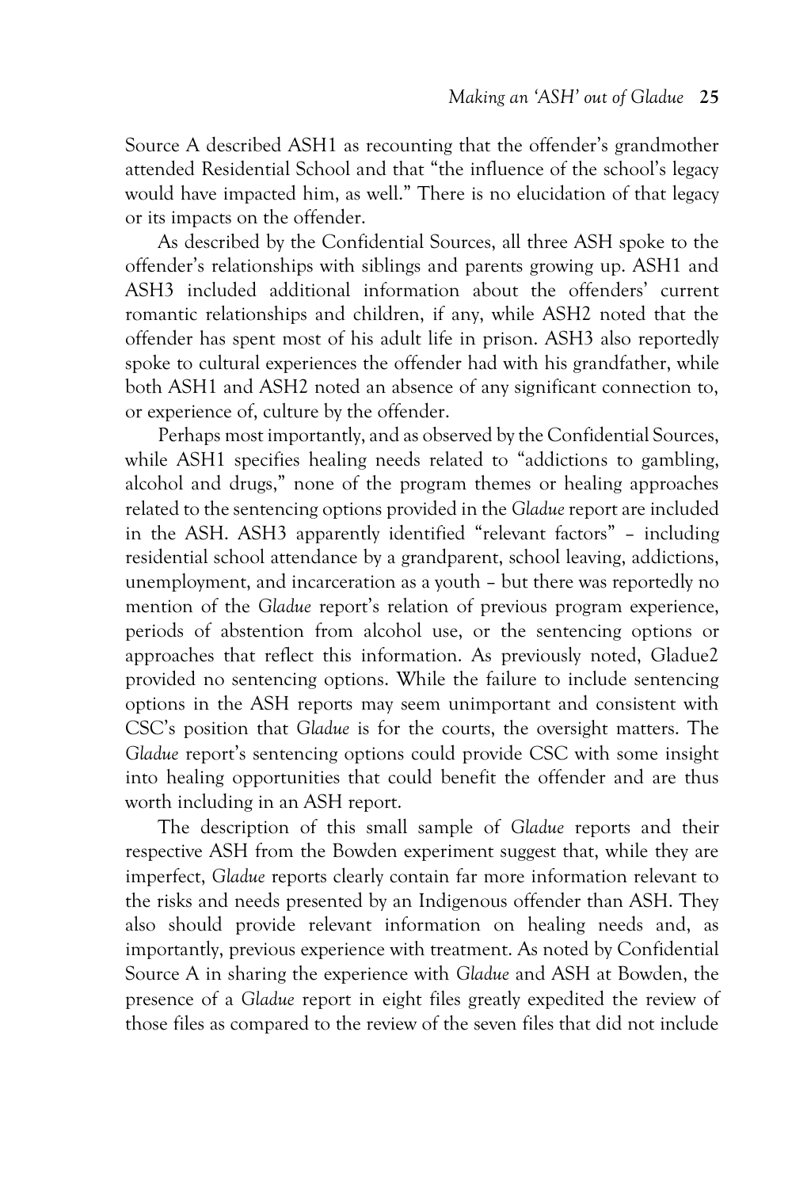Source A described ASH1 as recounting that the offender's grandmother attended Residential School and that "the influence of the school's legacy would have impacted him, as well." There is no elucidation of that legacy or its impacts on the offender.

As described by the Confidential Sources, all three ASH spoke to the offender's relationships with siblings and parents growing up. ASH1 and ASH3 included additional information about the offenders' current romantic relationships and children, if any, while ASH2 noted that the offender has spent most of his adult life in prison. ASH3 also reportedly spoke to cultural experiences the offender had with his grandfather, while both ASH1 and ASH2 noted an absence of any significant connection to, or experience of, culture by the offender.

Perhaps most importantly, and as observed by the Confidential Sources, while ASH1 specifies healing needs related to "addictions to gambling, alcohol and drugs," none of the program themes or healing approaches related to the sentencing options provided in the *Gladue* report are included in the ASH. ASH3 apparently identified "relevant factors" – including residential school attendance by a grandparent, school leaving, addictions, unemployment, and incarceration as a youth – but there was reportedly no mention of the *Gladue* report's relation of previous program experience, periods of abstention from alcohol use, or the sentencing options or approaches that reflect this information. As previously noted, Gladue2 provided no sentencing options. While the failure to include sentencing options in the ASH reports may seem unimportant and consistent with CSC's position that *Gladue* is for the courts, the oversight matters. The *Gladue* report's sentencing options could provide CSC with some insight into healing opportunities that could benefit the offender and are thus worth including in an ASH report.

The description of this small sample of *Gladue* reports and their respective ASH from the Bowden experiment suggest that, while they are imperfect, *Gladue* reports clearly contain far more information relevant to the risks and needs presented by an Indigenous offender than ASH. They also should provide relevant information on healing needs and, as importantly, previous experience with treatment. As noted by Confidential Source A in sharing the experience with *Gladue* and ASH at Bowden, the presence of a *Gladue* report in eight files greatly expedited the review of those files as compared to the review of the seven files that did not include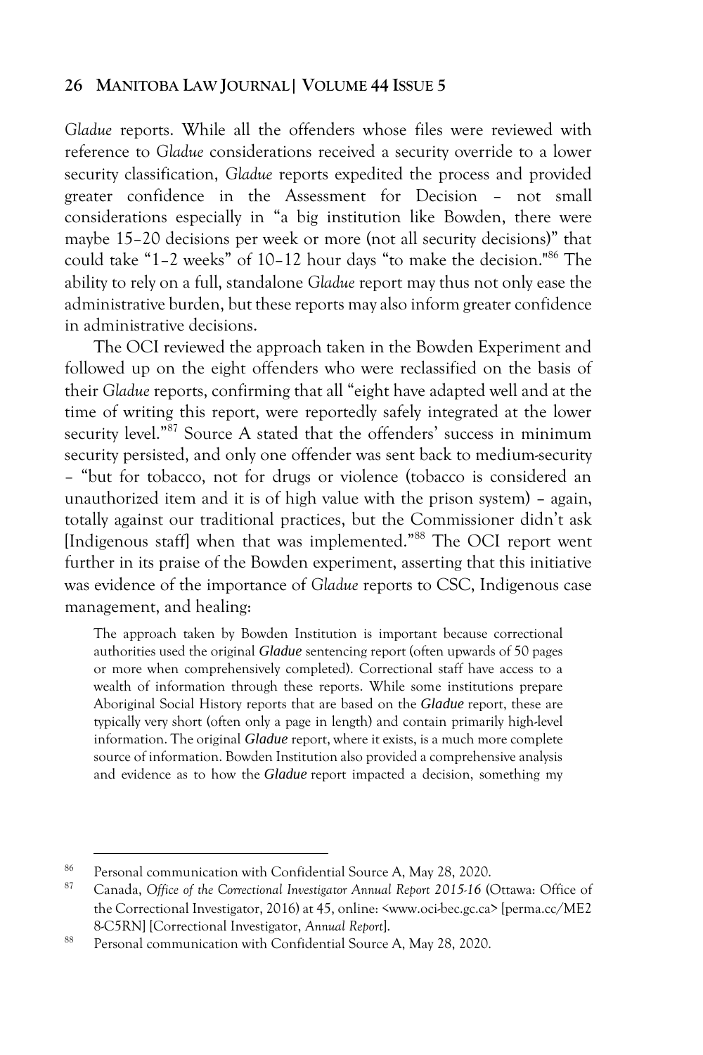*Gladue* reports. While all the offenders whose files were reviewed with reference to *Gladue* considerations received a security override to a lower security classification, *Gladue* reports expedited the process and provided greater confidence in the Assessment for Decision – not small considerations especially in "a big institution like Bowden, there were maybe 15–20 decisions per week or more (not all security decisions)" that could take "1–2 weeks" of 10–12 hour days "to make the decision."[86] The ability to rely on a full, standalone *Gladue* report may thus not only ease the administrative burden, but these reports may also inform greater confidence in administrative decisions.

The OCI reviewed the approach taken in the Bowden Experiment and followed up on the eight offenders who were reclassified on the basis of their *Gladue* reports, confirming that all "eight have adapted well and at the time of writing this report, were reportedly safely integrated at the lower security level."[87] Source A stated that the offenders' success in minimum security persisted, and only one offender was sent back to medium-security – "but for tobacco, not for drugs or violence (tobacco is considered an unauthorized item and it is of high value with the prison system) – again, totally against our traditional practices, but the Commissioner didn't ask [Indigenous staff] when that was implemented."[88] The OCI report went further in its praise of the Bowden experiment, asserting that this initiative was evidence of the importance of *Gladue* reports to CSC, Indigenous case management, and healing:

> The approach taken by Bowden Institution is important because correctional authorities used the original ***Gladue*** sentencing report (often upwards of 50 pages or more when comprehensively completed). Correctional staff have access to a wealth of information through these reports. While some institutions prepare Aboriginal Social History reports that are based on the ***Gladue*** report, these are typically very short (often only a page in length) and contain primarily high-level information. The original ***Gladue*** report, where it exists, is a much more complete source of information. Bowden Institution also provided a comprehensive analysis and evidence as to how the ***Gladue*** report impacted a decision, something my

---

[86] Personal communication with Confidential Source A, May 28, 2020.

[87] Canada, *Office of the Correctional Investigator Annual Report 2015-16* (Ottawa: Office of the Correctional Investigator, 2016) at 45, online: <www.oci-bec.gc.ca> [perma.cc/ME2 8-C5RN] [Correctional Investigator, *Annual Report*].

[88] Personal communication with Confidential Source A, May 28, 2020.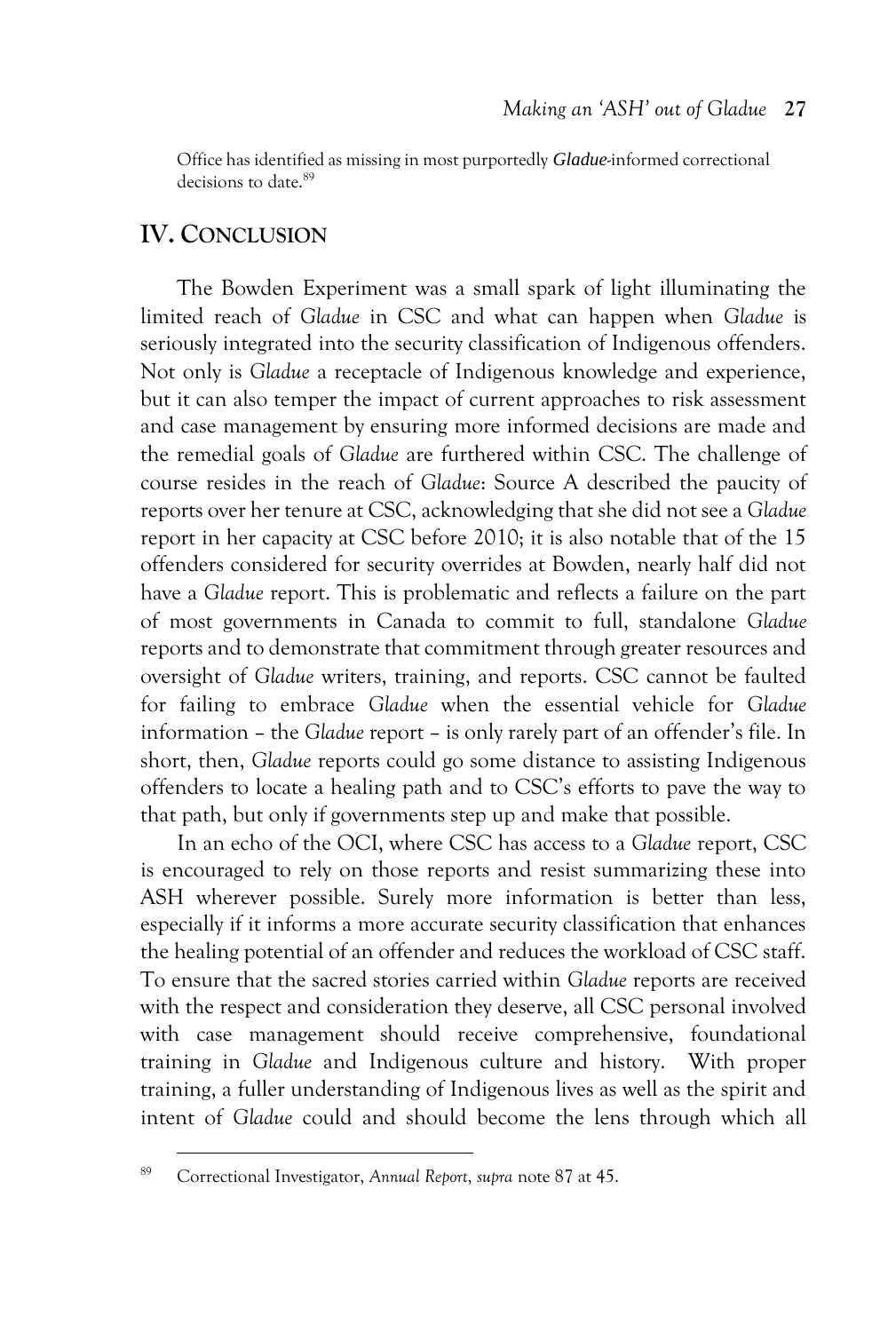Office has identified as missing in most purportedly *Gladue*-informed correctional decisions to date.[89]

## IV. CONCLUSION

The Bowden Experiment was a small spark of light illuminating the limited reach of *Gladue* in CSC and what can happen when *Gladue* is seriously integrated into the security classification of Indigenous offenders. Not only is *Gladue* a receptacle of Indigenous knowledge and experience, but it can also temper the impact of current approaches to risk assessment and case management by ensuring more informed decisions are made and the remedial goals of *Gladue* are furthered within CSC. The challenge of course resides in the reach of *Gladue*: Source A described the paucity of reports over her tenure at CSC, acknowledging that she did not see a *Gladue* report in her capacity at CSC before 2010; it is also notable that of the 15 offenders considered for security overrides at Bowden, nearly half did not have a *Gladue* report. This is problematic and reflects a failure on the part of most governments in Canada to commit to full, standalone *Gladue* reports and to demonstrate that commitment through greater resources and oversight of *Gladue* writers, training, and reports. CSC cannot be faulted for failing to embrace *Gladue* when the essential vehicle for *Gladue* information – the *Gladue* report – is only rarely part of an offender's file. In short, then, *Gladue* reports could go some distance to assisting Indigenous offenders to locate a healing path and to CSC's efforts to pave the way to that path, but only if governments step up and make that possible.

In an echo of the OCI, where CSC has access to a *Gladue* report, CSC is encouraged to rely on those reports and resist summarizing these into ASH wherever possible. Surely more information is better than less, especially if it informs a more accurate security classification that enhances the healing potential of an offender and reduces the workload of CSC staff. To ensure that the sacred stories carried within *Gladue* reports are received with the respect and consideration they deserve, all CSC personal involved with case management should receive comprehensive, foundational training in *Gladue* and Indigenous culture and history. With proper training, a fuller understanding of Indigenous lives as well as the spirit and intent of *Gladue* could and should become the lens through which all

[89] Correctional Investigator, *Annual Report*, *supra* note 87 at 45.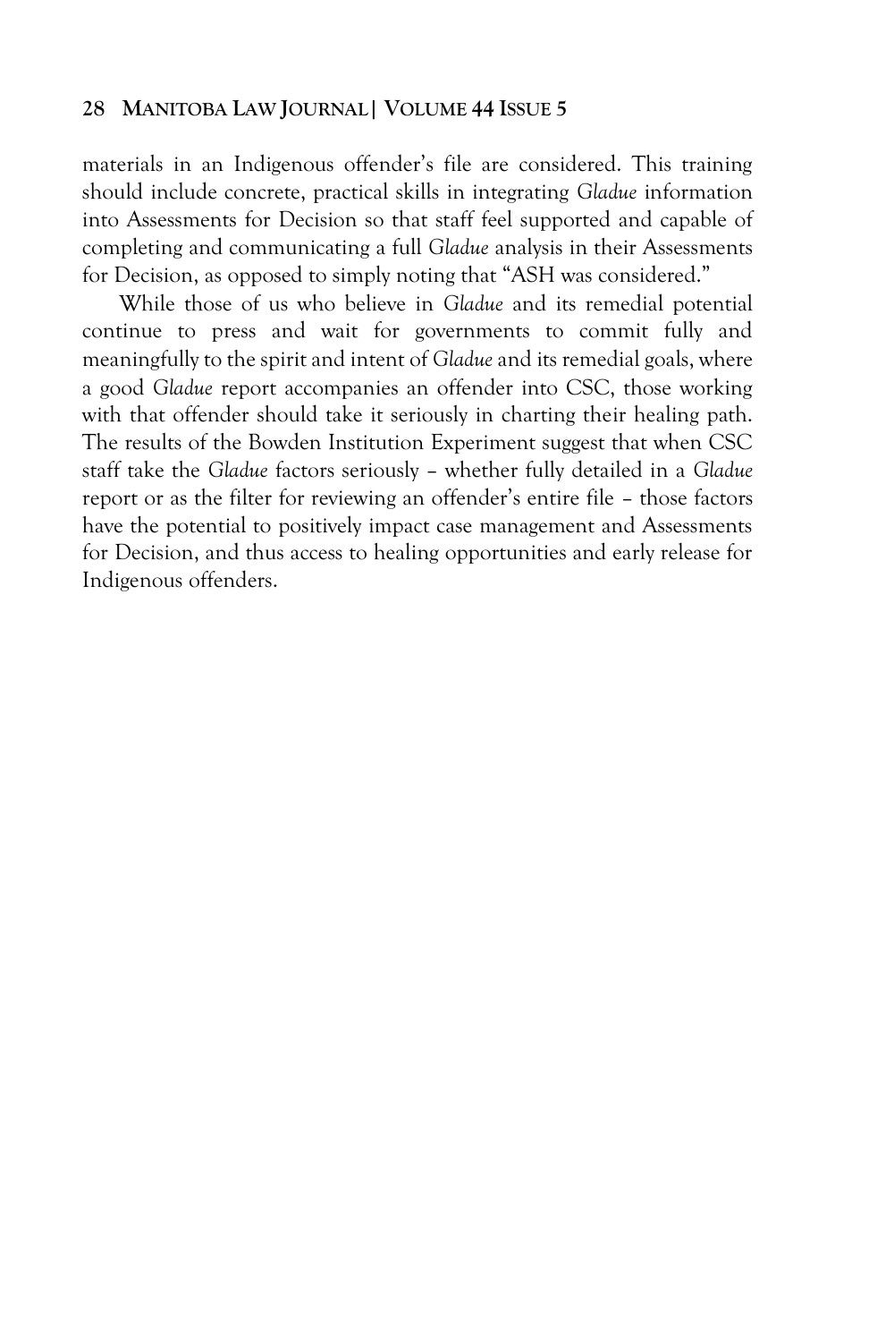materials in an Indigenous offender's file are considered. This training should include concrete, practical skills in integrating *Gladue* information into Assessments for Decision so that staff feel supported and capable of completing and communicating a full *Gladue* analysis in their Assessments for Decision, as opposed to simply noting that "ASH was considered."

While those of us who believe in *Gladue* and its remedial potential continue to press and wait for governments to commit fully and meaningfully to the spirit and intent of *Gladue* and its remedial goals, where a good *Gladue* report accompanies an offender into CSC, those working with that offender should take it seriously in charting their healing path. The results of the Bowden Institution Experiment suggest that when CSC staff take the *Gladue* factors seriously – whether fully detailed in a *Gladue* report or as the filter for reviewing an offender's entire file – those factors have the potential to positively impact case management and Assessments for Decision, and thus access to healing opportunities and early release for Indigenous offenders.